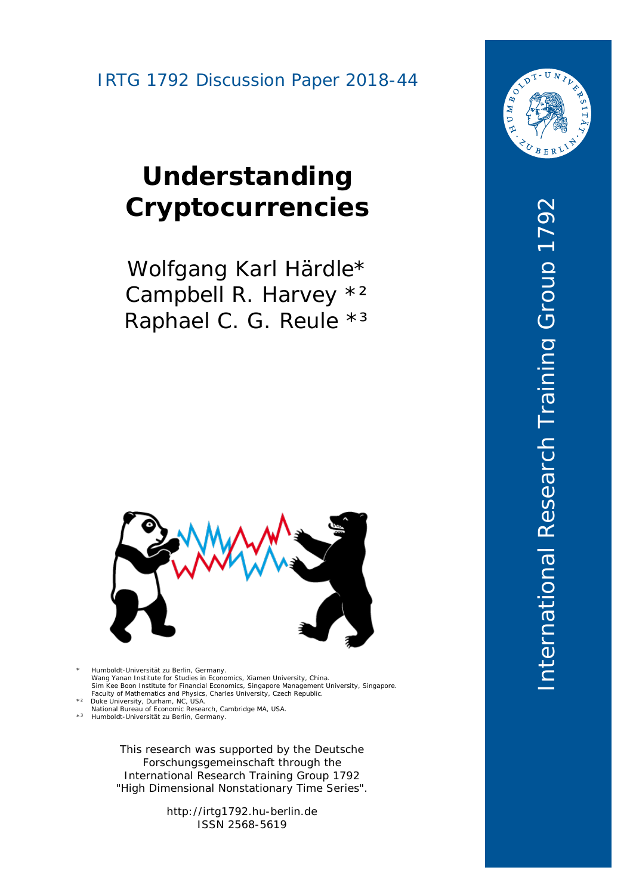IRTG 1792 Discussion Paper 2018-44

# Understanding Cryptocurrencies

Wolfgang Karl Härdle*
Campbell R. Harvey *[2]
Raphael C. G. Reule *[3]

\* Humboldt-Universität zu Berlin, Germany.
Wang Yanan Institute for Studies in Economics, Xiamen University, China.
Sim Kee Boon Institute for Financial Economics, Singapore Management University, Singapore.
Faculty of Mathematics and Physics, Charles University, Czech Republic.
*[2] Duke University, Durham, NC, USA.
National Bureau of Economic Research, Cambridge MA, USA.
*[3] Humboldt-Universität zu Berlin, Germany.

This research was supported by the Deutsche Forschungsgemeinschaft through the International Research Training Group 1792 "High Dimensional Nonstationary Time Series".

http://irtg1792.hu-berlin.de
ISSN 2568-5619

International Research Training Group 1792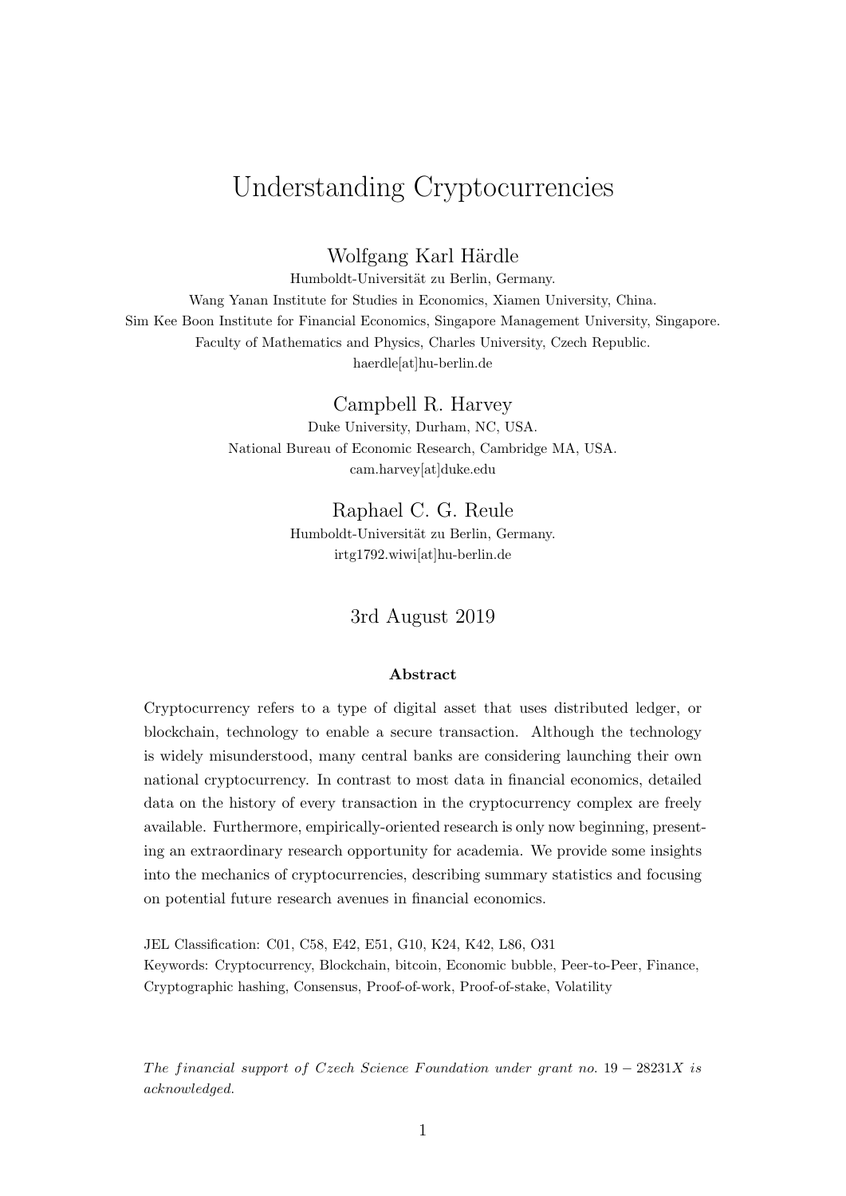# Understanding Cryptocurrencies

Wolfgang Karl Härdle

Humboldt-Universität zu Berlin, Germany.
Wang Yanan Institute for Studies in Economics, Xiamen University, China.
Sim Kee Boon Institute for Financial Economics, Singapore Management University, Singapore.
Faculty of Mathematics and Physics, Charles University, Czech Republic.
haerdle[at]hu-berlin.de

Campbell R. Harvey

Duke University, Durham, NC, USA.
National Bureau of Economic Research, Cambridge MA, USA.
cam.harvey[at]duke.edu

Raphael C. G. Reule

Humboldt-Universität zu Berlin, Germany.
irtg1792.wiwi[at]hu-berlin.de

3rd August 2019

**Abstract**

Cryptocurrency refers to a type of digital asset that uses distributed ledger, or blockchain, technology to enable a secure transaction. Although the technology is widely misunderstood, many central banks are considering launching their own national cryptocurrency. In contrast to most data in financial economics, detailed data on the history of every transaction in the cryptocurrency complex are freely available. Furthermore, empirically-oriented research is only now beginning, presenting an extraordinary research opportunity for academia. We provide some insights into the mechanics of cryptocurrencies, describing summary statistics and focusing on potential future research avenues in financial economics.

JEL Classification: C01, C58, E42, E51, G10, K24, K42, L86, O31
Keywords: Cryptocurrency, Blockchain, bitcoin, Economic bubble, Peer-to-Peer, Finance, Cryptographic hashing, Consensus, Proof-of-work, Proof-of-stake, Volatility

*The financial support of Czech Science Foundation under grant no.* $19-28231X$ *is acknowledged.*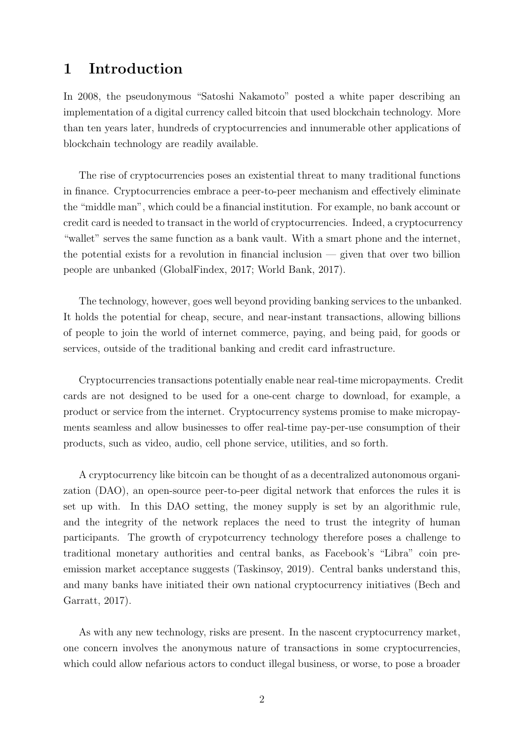# 1 Introduction

In 2008, the pseudonymous "Satoshi Nakamoto" posted a white paper describing an implementation of a digital currency called bitcoin that used blockchain technology. More than ten years later, hundreds of cryptocurrencies and innumerable other applications of blockchain technology are readily available.

The rise of cryptocurrencies poses an existential threat to many traditional functions in finance. Cryptocurrencies embrace a peer-to-peer mechanism and effectively eliminate the "middle man", which could be a financial institution. For example, no bank account or credit card is needed to transact in the world of cryptocurrencies. Indeed, a cryptocurrency "wallet" serves the same function as a bank vault. With a smart phone and the internet, the potential exists for a revolution in financial inclusion — given that over two billion people are unbanked (GlobalFindex, 2017; World Bank, 2017).

The technology, however, goes well beyond providing banking services to the unbanked. It holds the potential for cheap, secure, and near-instant transactions, allowing billions of people to join the world of internet commerce, paying, and being paid, for goods or services, outside of the traditional banking and credit card infrastructure.

Cryptocurrencies transactions potentially enable near real-time micropayments. Credit cards are not designed to be used for a one-cent charge to download, for example, a product or service from the internet. Cryptocurrency systems promise to make micropayments seamless and allow businesses to offer real-time pay-per-use consumption of their products, such as video, audio, cell phone service, utilities, and so forth.

A cryptocurrency like bitcoin can be thought of as a decentralized autonomous organization (DAO), an open-source peer-to-peer digital network that enforces the rules it is set up with. In this DAO setting, the money supply is set by an algorithmic rule, and the integrity of the network replaces the need to trust the integrity of human participants. The growth of crypotcurrency technology therefore poses a challenge to traditional monetary authorities and central banks, as Facebook's "Libra" coin pre-emission market acceptance suggests (Taskinsoy, 2019). Central banks understand this, and many banks have initiated their own national cryptocurrency initiatives (Bech and Garratt, 2017).

As with any new technology, risks are present. In the nascent cryptocurrency market, one concern involves the anonymous nature of transactions in some cryptocurrencies, which could allow nefarious actors to conduct illegal business, or worse, to pose a broader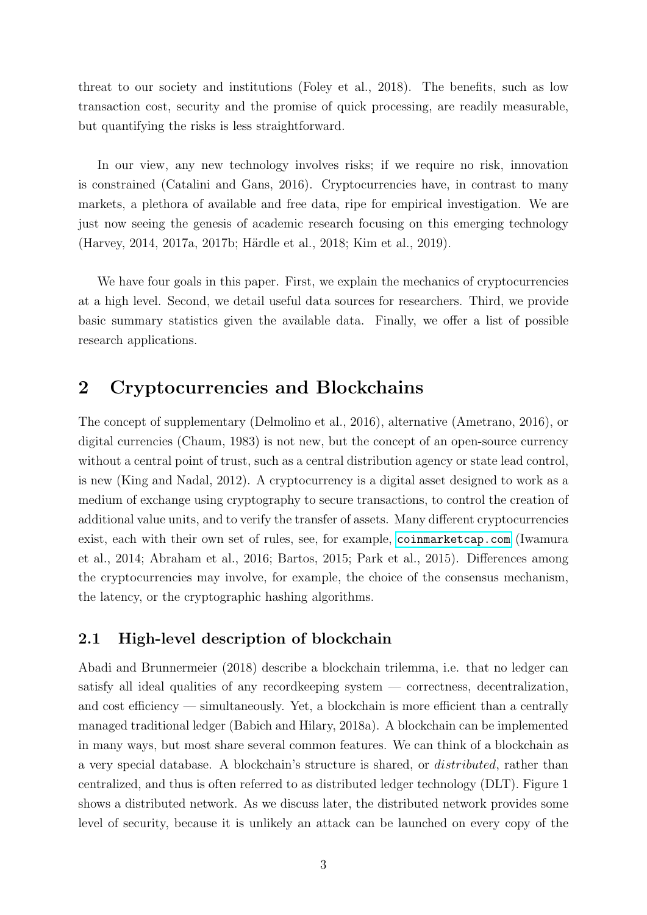threat to our society and institutions (Foley et al., 2018). The benefits, such as low transaction cost, security and the promise of quick processing, are readily measurable, but quantifying the risks is less straightforward.

In our view, any new technology involves risks; if we require no risk, innovation is constrained (Catalini and Gans, 2016). Cryptocurrencies have, in contrast to many markets, a plethora of available and free data, ripe for empirical investigation. We are just now seeing the genesis of academic research focusing on this emerging technology (Harvey, 2014, 2017a, 2017b; Härdle et al., 2018; Kim et al., 2019).

We have four goals in this paper. First, we explain the mechanics of cryptocurrencies at a high level. Second, we detail useful data sources for researchers. Third, we provide basic summary statistics given the available data. Finally, we offer a list of possible research applications.

## 2 Cryptocurrencies and Blockchains

The concept of supplementary (Delmolino et al., 2016), alternative (Ametrano, 2016), or digital currencies (Chaum, 1983) is not new, but the concept of an open-source currency without a central point of trust, such as a central distribution agency or state lead control, is new (King and Nadal, 2012). A cryptocurrency is a digital asset designed to work as a medium of exchange using cryptography to secure transactions, to control the creation of additional value units, and to verify the transfer of assets. Many different cryptocurrencies exist, each with their own set of rules, see, for example, `coinmarketcap.com` (Iwamura et al., 2014; Abraham et al., 2016; Bartos, 2015; Park et al., 2015). Differences among the cryptocurrencies may involve, for example, the choice of the consensus mechanism, the latency, or the cryptographic hashing algorithms.

### 2.1 High-level description of blockchain

Abadi and Brunnermeier (2018) describe a blockchain trilemma, i.e. that no ledger can satisfy all ideal qualities of any recordkeeping system — correctness, decentralization, and cost efficiency — simultaneously. Yet, a blockchain is more efficient than a centrally managed traditional ledger (Babich and Hilary, 2018a). A blockchain can be implemented in many ways, but most share several common features. We can think of a blockchain as a very special database. A blockchain's structure is shared, or *distributed*, rather than centralized, and thus is often referred to as distributed ledger technology (DLT). Figure 1 shows a distributed network. As we discuss later, the distributed network provides some level of security, because it is unlikely an attack can be launched on every copy of the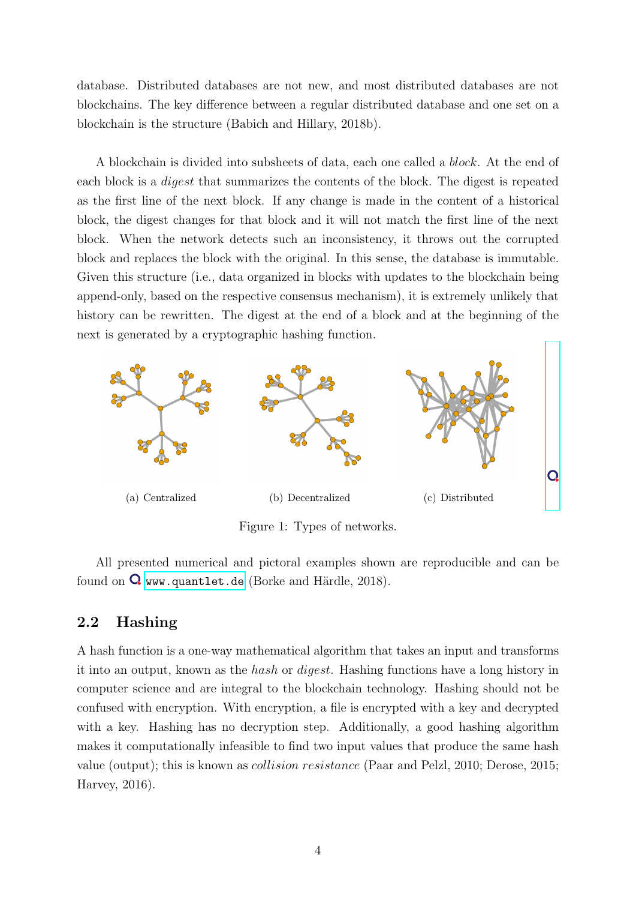database. Distributed databases are not new, and most distributed databases are not blockchains. The key difference between a regular distributed database and one set on a blockchain is the structure (Babich and Hillary, 2018b).

A blockchain is divided into subsheets of data, each one called a *block*. At the end of each block is a *digest* that summarizes the contents of the block. The digest is repeated as the first line of the next block. If any change is made in the content of a historical block, the digest changes for that block and it will not match the first line of the next block. When the network detects such an inconsistency, it throws out the corrupted block and replaces the block with the original. In this sense, the database is immutable. Given this structure (i.e., data organized in blocks with updates to the blockchain being append-only, based on the respective consensus mechanism), it is extremely unlikely that history can be rewritten. The digest at the end of a block and at the beginning of the next is generated by a cryptographic hashing function.

(a) Centralized (b) Decentralized (c) Distributed

Figure 1: Types of networks.

All presented numerical and pictoral examples shown are reproducible and can be found on www.quantlet.de (Borke and Härdle, 2018).

## 2.2 Hashing

A hash function is a one-way mathematical algorithm that takes an input and transforms it into an output, known as the *hash* or *digest*. Hashing functions have a long history in computer science and are integral to the blockchain technology. Hashing should not be confused with encryption. With encryption, a file is encrypted with a key and decrypted with a key. Hashing has no decryption step. Additionally, a good hashing algorithm makes it computationally infeasible to find two input values that produce the same hash value (output); this is known as *collision resistance* (Paar and Pelzl, 2010; Derose, 2015; Harvey, 2016).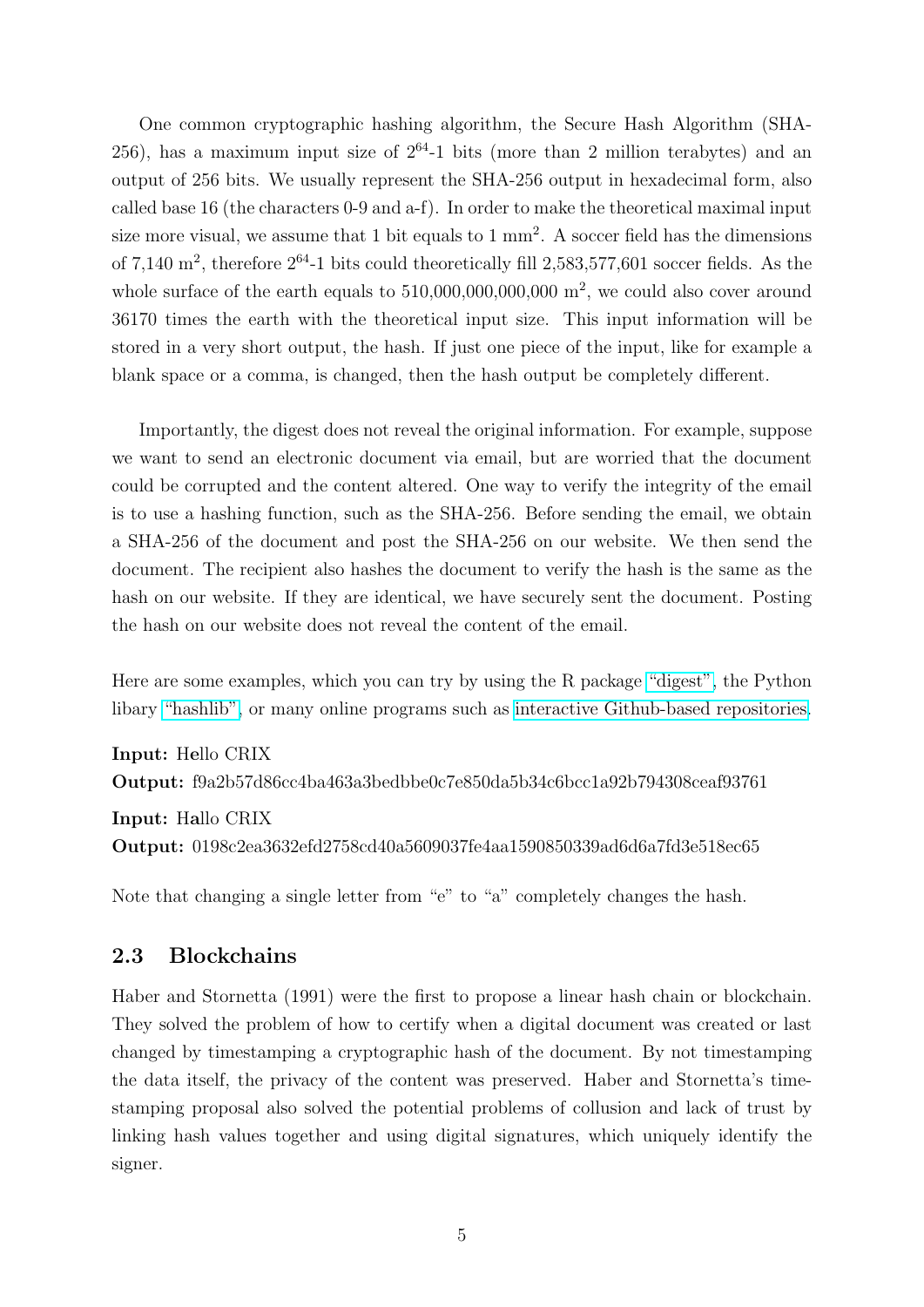One common cryptographic hashing algorithm, the Secure Hash Algorithm (SHA-256), has a maximum input size of $2^{64}$-1 bits (more than 2 million terabytes) and an output of 256 bits. We usually represent the SHA-256 output in hexadecimal form, also called base 16 (the characters 0-9 and a-f). In order to make the theoretical maximal input size more visual, we assume that 1 bit equals to 1 $mm^2$. A soccer field has the dimensions of 7,140 $m^2$, therefore $2^{64}$-1 bits could theoretically fill 2,583,577,601 soccer fields. As the whole surface of the earth equals to 510,000,000,000,000 $m^2$, we could also cover around 36170 times the earth with the theoretical input size. This input information will be stored in a very short output, the hash. If just one piece of the input, like for example a blank space or a comma, is changed, then the hash output be completely different.

Importantly, the digest does not reveal the original information. For example, suppose we want to send an electronic document via email, but are worried that the document could be corrupted and the content altered. One way to verify the integrity of the email is to use a hashing function, such as the SHA-256. Before sending the email, we obtain a SHA-256 of the document and post the SHA-256 on our website. We then send the document. The recipient also hashes the document to verify the hash is the same as the hash on our website. If they are identical, we have securely sent the document. Posting the hash on our website does not reveal the content of the email.

Here are some examples, which you can try by using the R package "digest", the Python libary "hashlib", or many online programs such as interactive Github-based repositories.

**Input:** Hello CRIX
**Output:** f9a2b57d86cc4ba463a3bedbbe0c7e850da5b34c6bcc1a92b794308ceaf93761

**Input:** Hallo CRIX
**Output:** 0198c2ea3632efd2758cd40a5609037fe4aa1590850339ad6d6a7fd3e518ec65

Note that changing a single letter from "e" to "a" completely changes the hash.

## 2.3 Blockchains

Haber and Stornetta (1991) were the first to propose a linear hash chain or blockchain. They solved the problem of how to certify when a digital document was created or last changed by timestamping a cryptographic hash of the document. By not timestamping the data itself, the privacy of the content was preserved. Haber and Stornetta's timestamping proposal also solved the potential problems of collusion and lack of trust by linking hash values together and using digital signatures, which uniquely identify the signer.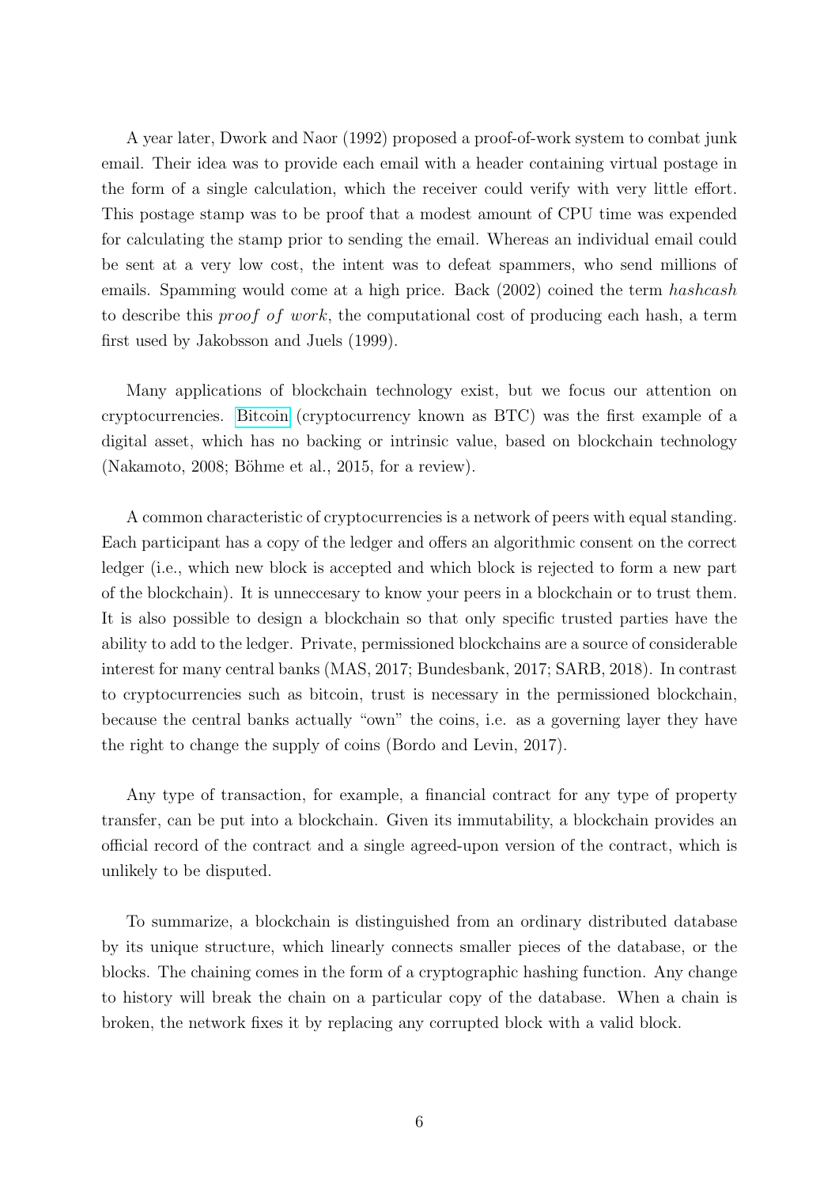A year later, Dwork and Naor (1992) proposed a proof-of-work system to combat junk email. Their idea was to provide each email with a header containing virtual postage in the form of a single calculation, which the receiver could verify with very little effort. This postage stamp was to be proof that a modest amount of CPU time was expended for calculating the stamp prior to sending the email. Whereas an individual email could be sent at a very low cost, the intent was to defeat spammers, who send millions of emails. Spamming would come at a high price. Back (2002) coined the term *hashcash* to describe this *proof of work*, the computational cost of producing each hash, a term first used by Jakobsson and Juels (1999).

Many applications of blockchain technology exist, but we focus our attention on cryptocurrencies. Bitcoin (cryptocurrency known as BTC) was the first example of a digital asset, which has no backing or intrinsic value, based on blockchain technology (Nakamoto, 2008; Böhme et al., 2015, for a review).

A common characteristic of cryptocurrencies is a network of peers with equal standing. Each participant has a copy of the ledger and offers an algorithmic consent on the correct ledger (i.e., which new block is accepted and which block is rejected to form a new part of the blockchain). It is unneccesary to know your peers in a blockchain or to trust them. It is also possible to design a blockchain so that only specific trusted parties have the ability to add to the ledger. Private, permissioned blockchains are a source of considerable interest for many central banks (MAS, 2017; Bundesbank, 2017; SARB, 2018). In contrast to cryptocurrencies such as bitcoin, trust is necessary in the permissioned blockchain, because the central banks actually "own" the coins, i.e. as a governing layer they have the right to change the supply of coins (Bordo and Levin, 2017).

Any type of transaction, for example, a financial contract for any type of property transfer, can be put into a blockchain. Given its immutability, a blockchain provides an official record of the contract and a single agreed-upon version of the contract, which is unlikely to be disputed.

To summarize, a blockchain is distinguished from an ordinary distributed database by its unique structure, which linearly connects smaller pieces of the database, or the blocks. The chaining comes in the form of a cryptographic hashing function. Any change to history will break the chain on a particular copy of the database. When a chain is broken, the network fixes it by replacing any corrupted block with a valid block.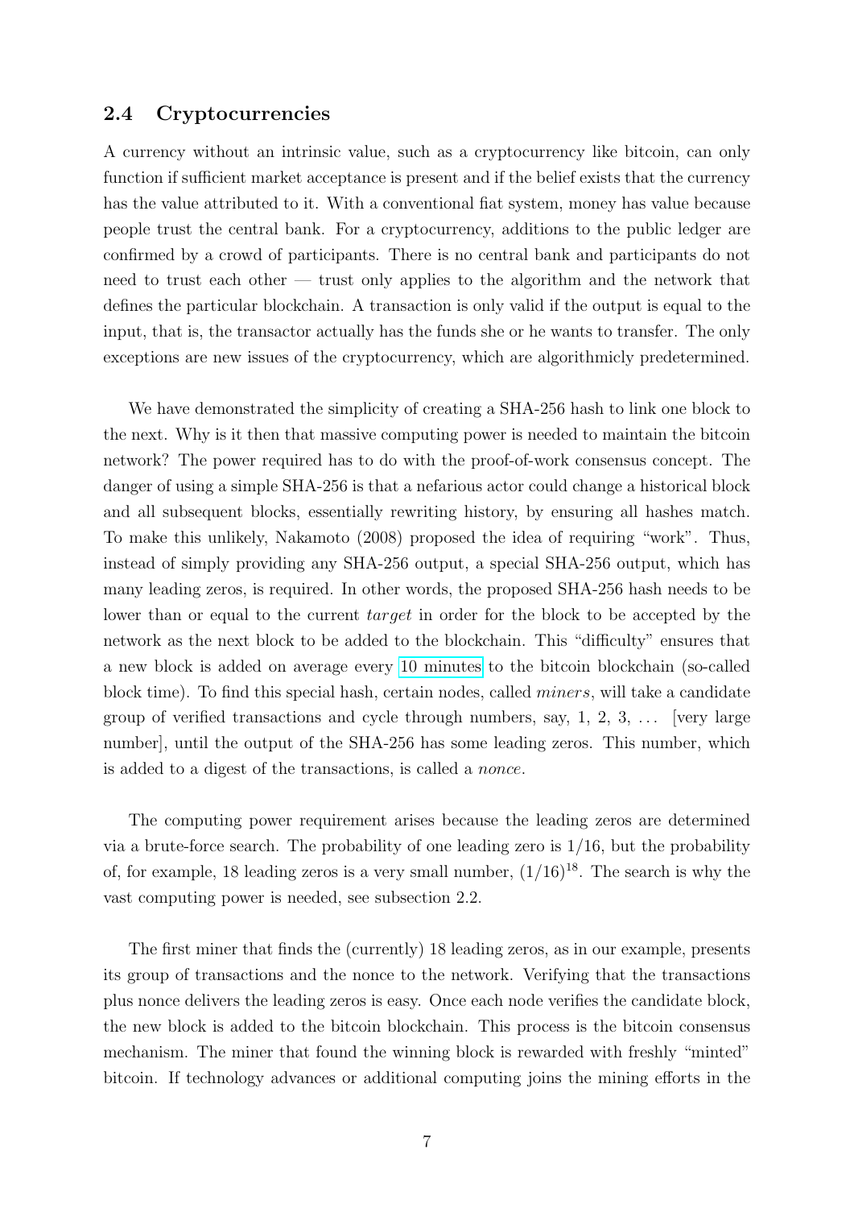### 2.4 Cryptocurrencies

A currency without an intrinsic value, such as a cryptocurrency like bitcoin, can only function if sufficient market acceptance is present and if the belief exists that the currency has the value attributed to it. With a conventional fiat system, money has value because people trust the central bank. For a cryptocurrency, additions to the public ledger are confirmed by a crowd of participants. There is no central bank and participants do not need to trust each other — trust only applies to the algorithm and the network that defines the particular blockchain. A transaction is only valid if the output is equal to the input, that is, the transactor actually has the funds she or he wants to transfer. The only exceptions are new issues of the cryptocurrency, which are algorithmicly predetermined.

We have demonstrated the simplicity of creating a SHA-256 hash to link one block to the next. Why is it then that massive computing power is needed to maintain the bitcoin network? The power required has to do with the proof-of-work consensus concept. The danger of using a simple SHA-256 is that a nefarious actor could change a historical block and all subsequent blocks, essentially rewriting history, by ensuring all hashes match. To make this unlikely, Nakamoto (2008) proposed the idea of requiring "work". Thus, instead of simply providing any SHA-256 output, a special SHA-256 output, which has many leading zeros, is required. In other words, the proposed SHA-256 hash needs to be lower than or equal to the current *target* in order for the block to be accepted by the network as the next block to be added to the blockchain. This "difficulty" ensures that a new block is added on average every 10 minutes to the bitcoin blockchain (so-called block time). To find this special hash, certain nodes, called *miners*, will take a candidate group of verified transactions and cycle through numbers, say, 1, 2, 3, ... [very large number], until the output of the SHA-256 has some leading zeros. This number, which is added to a digest of the transactions, is called a *nonce*.

The computing power requirement arises because the leading zeros are determined via a brute-force search. The probability of one leading zero is $1/16$, but the probability of, for example, 18 leading zeros is a very small number, $(1/16)^{18}$. The search is why the vast computing power is needed, see subsection 2.2.

The first miner that finds the (currently) 18 leading zeros, as in our example, presents its group of transactions and the nonce to the network. Verifying that the transactions plus nonce delivers the leading zeros is easy. Once each node verifies the candidate block, the new block is added to the bitcoin blockchain. This process is the bitcoin consensus mechanism. The miner that found the winning block is rewarded with freshly "minted" bitcoin. If technology advances or additional computing joins the mining efforts in the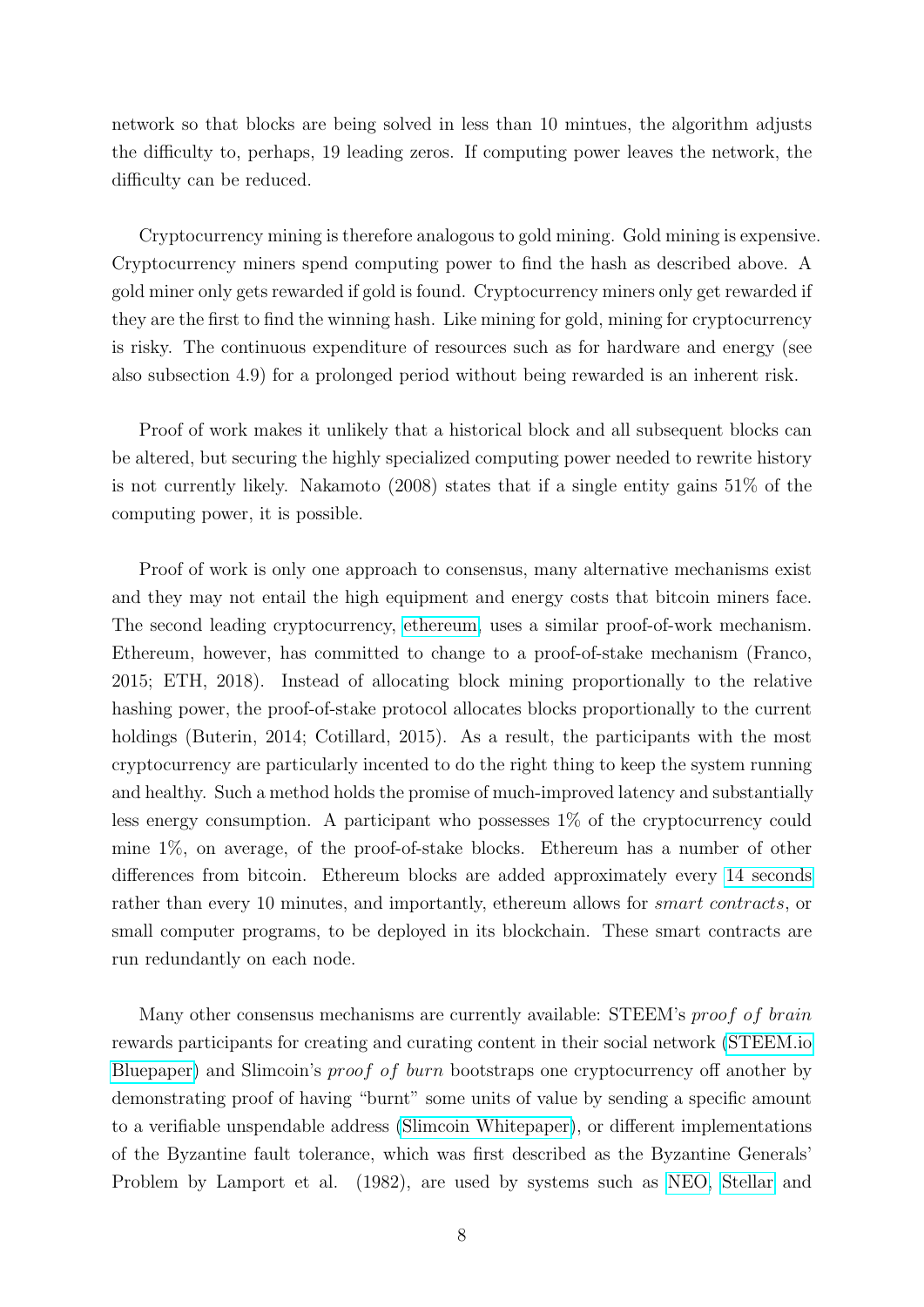network so that blocks are being solved in less than 10 mintues, the algorithm adjusts the difficulty to, perhaps, 19 leading zeros. If computing power leaves the network, the difficulty can be reduced.

Cryptocurrency mining is therefore analogous to gold mining. Gold mining is expensive. Cryptocurrency miners spend computing power to find the hash as described above. A gold miner only gets rewarded if gold is found. Cryptocurrency miners only get rewarded if they are the first to find the winning hash. Like mining for gold, mining for cryptocurrency is risky. The continuous expenditure of resources such as for hardware and energy (see also subsection 4.9) for a prolonged period without being rewarded is an inherent risk.

Proof of work makes it unlikely that a historical block and all subsequent blocks can be altered, but securing the highly specialized computing power needed to rewrite history is not currently likely. Nakamoto (2008) states that if a single entity gains 51% of the computing power, it is possible.

Proof of work is only one approach to consensus, many alternative mechanisms exist and they may not entail the high equipment and energy costs that bitcoin miners face. The second leading cryptocurrency, ethereum, uses a similar proof-of-work mechanism. Ethereum, however, has committed to change to a proof-of-stake mechanism (Franco, 2015; ETH, 2018). Instead of allocating block mining proportionally to the relative hashing power, the proof-of-stake protocol allocates blocks proportionally to the current holdings (Buterin, 2014; Cotillard, 2015). As a result, the participants with the most cryptocurrency are particularly incented to do the right thing to keep the system running and healthy. Such a method holds the promise of much-improved latency and substantially less energy consumption. A participant who possesses 1% of the cryptocurrency could mine 1%, on average, of the proof-of-stake blocks. Ethereum has a number of other differences from bitcoin. Ethereum blocks are added approximately every 14 seconds rather than every 10 minutes, and importantly, ethereum allows for *smart contracts*, or small computer programs, to be deployed in its blockchain. These smart contracts are run redundantly on each node.

Many other consensus mechanisms are currently available: STEEM's *proof of brain* rewards participants for creating and curating content in their social network (STEEM.io Bluepaper) and Slimcoin's *proof of burn* bootstraps one cryptocurrency off another by demonstrating proof of having "burnt" some units of value by sending a specific amount to a verifiable unspendable address (Slimcoin Whitepaper), or different implementations of the Byzantine fault tolerance, which was first described as the Byzantine Generals' Problem by Lamport et al. (1982), are used by systems such as NEO, Stellar and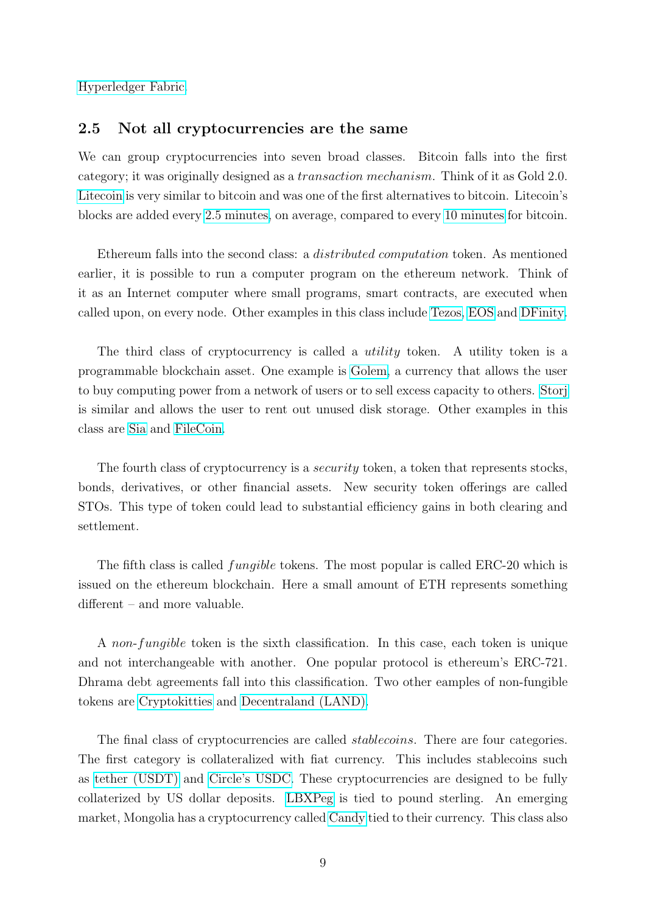Hyperledger Fabric.

## 2.5 Not all cryptocurrencies are the same

We can group cryptocurrencies into seven broad classes. Bitcoin falls into the first category; it was originally designed as a *transaction mechanism*. Think of it as Gold 2.0. Litecoin is very similar to bitcoin and was one of the first alternatives to bitcoin. Litecoin's blocks are added every 2.5 minutes, on average, compared to every 10 minutes for bitcoin.

Ethereum falls into the second class: a *distributed computation* token. As mentioned earlier, it is possible to run a computer program on the ethereum network. Think of it as an Internet computer where small programs, smart contracts, are executed when called upon, on every node. Other examples in this class include Tezos, EOS and DFinity.

The third class of cryptocurrency is called a *utility* token. A utility token is a programmable blockchain asset. One example is Golem, a currency that allows the user to buy computing power from a network of users or to sell excess capacity to others. Storj is similar and allows the user to rent out unused disk storage. Other examples in this class are Sia and FileCoin.

The fourth class of cryptocurrency is a *security* token, a token that represents stocks, bonds, derivatives, or other financial assets. New security token offerings are called STOs. This type of token could lead to substantial efficiency gains in both clearing and settlement.

The fifth class is called *fungible* tokens. The most popular is called ERC-20 which is issued on the ethereum blockchain. Here a small amount of ETH represents something different – and more valuable.

A *non-fungible* token is the sixth classification. In this case, each token is unique and not interchangeable with another. One popular protocol is ethereum's ERC-721. Dhrama debt agreements fall into this classification. Two other eamples of non-fungible tokens are Cryptokitties and Decentraland (LAND).

The final class of cryptocurrencies are called *stablecoins*. There are four categories. The first category is collateralized with fiat currency. This includes stablecoins such as tether (USDT) and Circle's USDC. These cryptocurrencies are designed to be fully collaterized by US dollar deposits. LBXPeg is tied to pound sterling. An emerging market, Mongolia has a cryptocurrency called Candy tied to their currency. This class also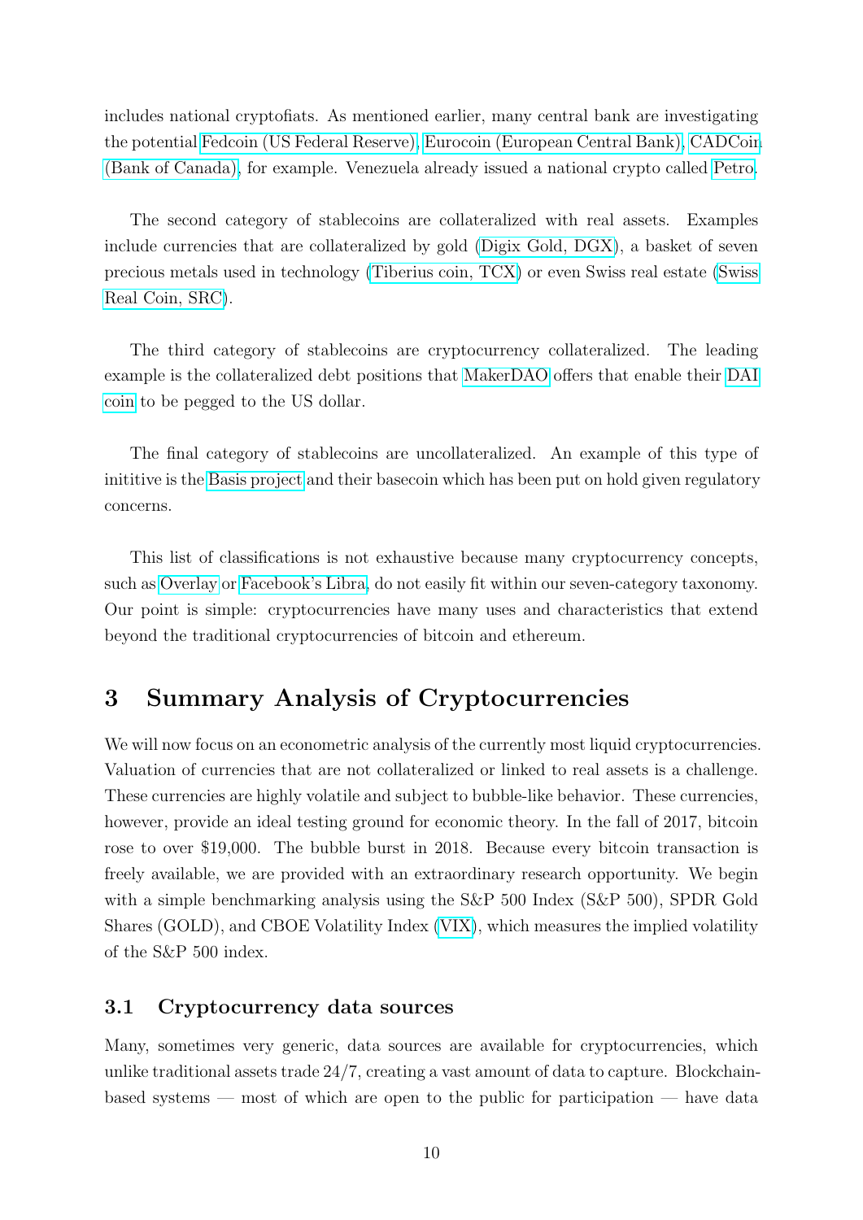includes national cryptofiats. As mentioned earlier, many central bank are investigating the potential Fedcoin (US Federal Reserve), Eurocoin (European Central Bank), CADCoin (Bank of Canada), for example. Venezuela already issued a national crypto called Petro.

The second category of stablecoins are collateralized with real assets. Examples include currencies that are collateralized by gold (Digix Gold, DGX), a basket of seven precious metals used in technology (Tiberius coin, TCX) or even Swiss real estate (Swiss Real Coin, SRC).

The third category of stablecoins are cryptocurrency collateralized. The leading example is the collateralized debt positions that MakerDAO offers that enable their DAI coin to be pegged to the US dollar.

The final category of stablecoins are uncollateralized. An example of this type of inititive is the Basis project and their basecoin which has been put on hold given regulatory concerns.

This list of classifications is not exhaustive because many cryptocurrency concepts, such as Overlay or Facebook's Libra, do not easily fit within our seven-category taxonomy. Our point is simple: cryptocurrencies have many uses and characteristics that extend beyond the traditional cryptocurrencies of bitcoin and ethereum.

# 3 Summary Analysis of Cryptocurrencies

We will now focus on an econometric analysis of the currently most liquid cryptocurrencies. Valuation of currencies that are not collateralized or linked to real assets is a challenge. These currencies are highly volatile and subject to bubble-like behavior. These currencies, however, provide an ideal testing ground for economic theory. In the fall of 2017, bitcoin rose to over $19,000. The bubble burst in 2018. Because every bitcoin transaction is freely available, we are provided with an extraordinary research opportunity. We begin with a simple benchmarking analysis using the S&P 500 Index (S&P 500), SPDR Gold Shares (GOLD), and CBOE Volatility Index (VIX), which measures the implied volatility of the S&P 500 index.

## 3.1 Cryptocurrency data sources

Many, sometimes very generic, data sources are available for cryptocurrencies, which unlike traditional assets trade 24/7, creating a vast amount of data to capture. Blockchain-based systems — most of which are open to the public for participation — have data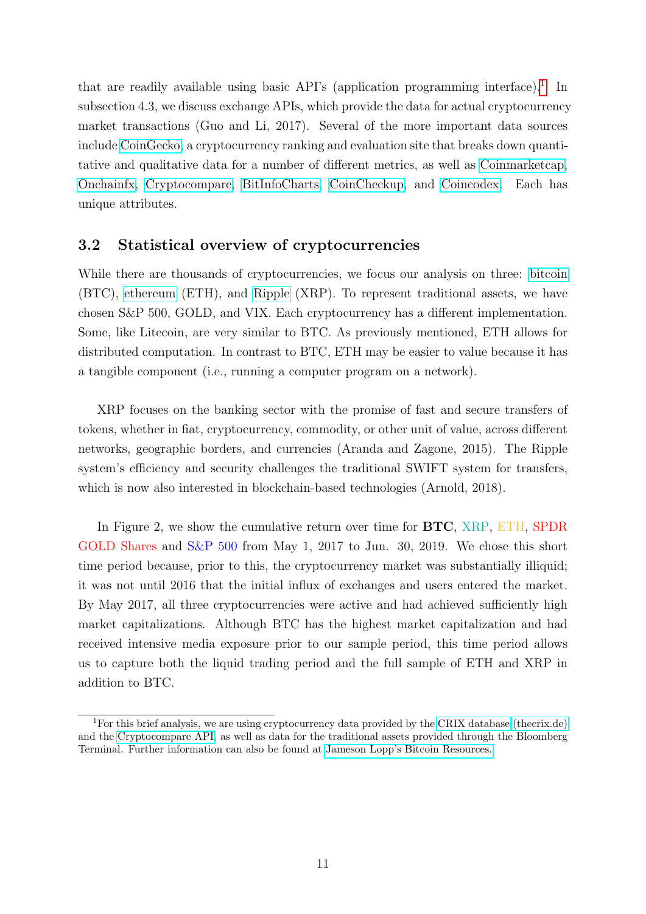that are readily available using basic API's (application programming interface).[1] In subsection 4.3, we discuss exchange APIs, which provide the data for actual cryptocurrency market transactions (Guo and Li, 2017). Several of the more important data sources include CoinGecko, a cryptocurrency ranking and evaluation site that breaks down quantitative and qualitative data for a number of different metrics, as well as Coinmarketcap, Onchainfx, Cryptocompare, BitInfoCharts, CoinCheckup, and Coincodex. Each has unique attributes.

## 3.2 Statistical overview of cryptocurrencies

While there are thousands of cryptocurrencies, we focus our analysis on three: bitcoin (BTC), ethereum (ETH), and Ripple (XRP). To represent traditional assets, we have chosen S&P 500, GOLD, and VIX. Each cryptocurrency has a different implementation. Some, like Litecoin, are very similar to BTC. As previously mentioned, ETH allows for distributed computation. In contrast to BTC, ETH may be easier to value because it has a tangible component (i.e., running a computer program on a network).

XRP focuses on the banking sector with the promise of fast and secure transfers of tokens, whether in fiat, cryptocurrency, commodity, or other unit of value, across different networks, geographic borders, and currencies (Aranda and Zagone, 2015). The Ripple system's efficiency and security challenges the traditional SWIFT system for transfers, which is now also interested in blockchain-based technologies (Arnold, 2018).

In Figure 2, we show the cumulative return over time for **BTC**, XRP, ETH, SPDR GOLD Shares and S&P 500 from May 1, 2017 to Jun. 30, 2019. We chose this short time period because, prior to this, the cryptocurrency market was substantially illiquid; it was not until 2016 that the initial influx of exchanges and users entered the market. By May 2017, all three cryptocurrencies were active and had achieved sufficiently high market capitalizations. Although BTC has the highest market capitalization and had received intensive media exposure prior to our sample period, this time period allows us to capture both the liquid trading period and the full sample of ETH and XRP in addition to BTC.

[1] For this brief analysis, we are using cryptocurrency data provided by the CRIX database (thecrix.de) and the Cryptocompare API, as well as data for the traditional assets provided through the Bloomberg Terminal. Further information can also be found at Jameson Lopp's Bitcoin Resources.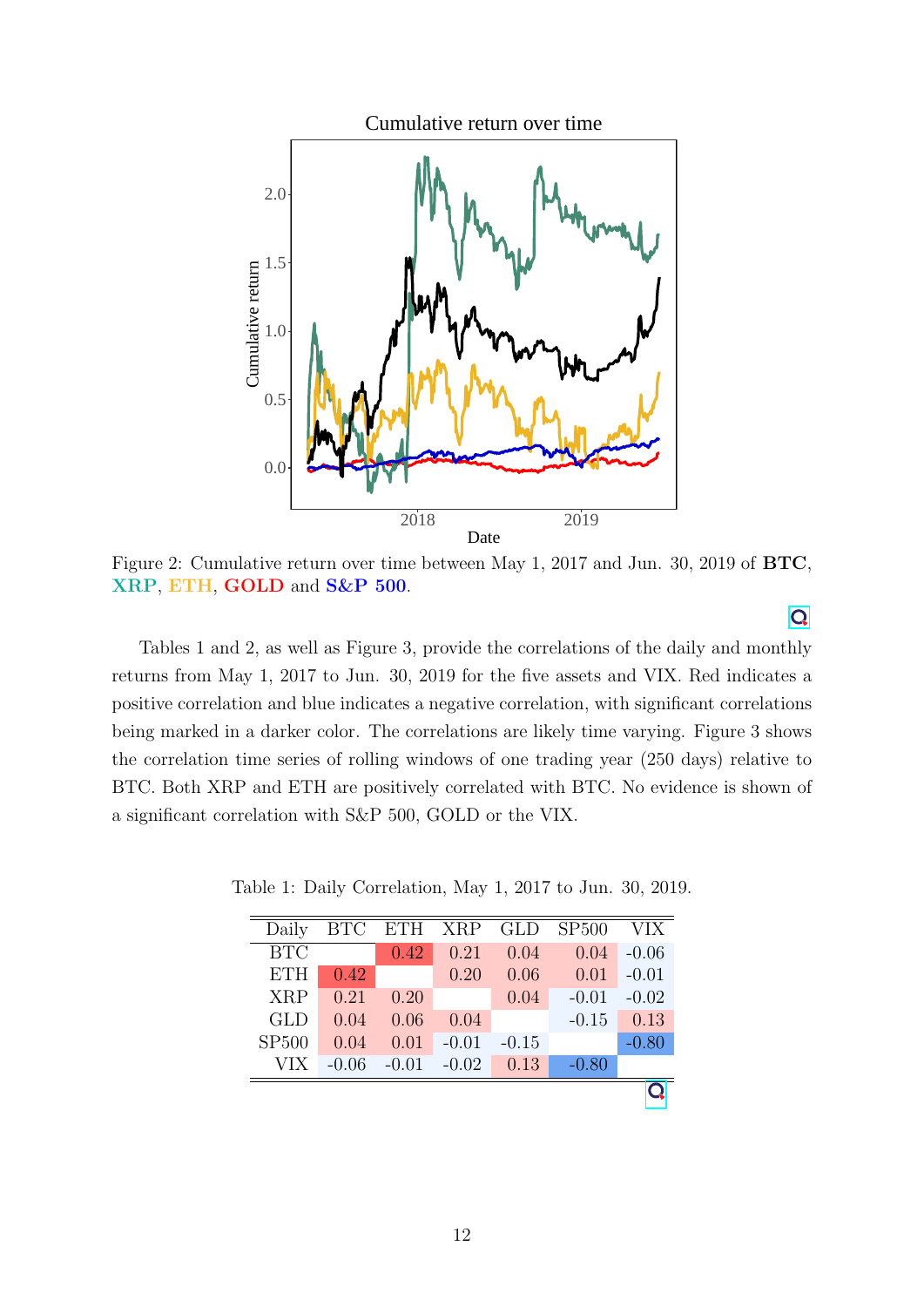Figure 2: Cumulative return over time between May 1, 2017 and Jun. 30, 2019 of **BTC**, **XRP**, **ETH**, **GOLD** and **S&P 500**.

Tables 1 and 2, as well as Figure 3, provide the correlations of the daily and monthly returns from May 1, 2017 to Jun. 30, 2019 for the five assets and VIX. Red indicates a positive correlation and blue indicates a negative correlation, with significant correlations being marked in a darker color. The correlations are likely time varying. Figure 3 shows the correlation time series of rolling windows of one trading year (250 days) relative to BTC. Both XRP and ETH are positively correlated with BTC. No evidence is shown of a significant correlation with S&P 500, GOLD or the VIX.

Table 1: Daily Correlation, May 1, 2017 to Jun. 30, 2019.

| Daily | BTC | ETH | XRP | GLD | SP500 | VIX |
|---|---|---|---|---|---|---|
| BTC | | 0.42 | 0.21 | 0.04 | 0.04 | -0.06 |
| ETH | 0.42 | | 0.20 | 0.06 | 0.01 | -0.01 |
| XRP | 0.21 | 0.20 | | 0.04 | -0.01 | -0.02 |
| GLD | 0.04 | 0.06 | 0.04 | | -0.15 | 0.13 |
| SP500 | 0.04 | 0.01 | -0.01 | -0.15 | | -0.80 |
| VIX | -0.06 | -0.01 | -0.02 | 0.13 | -0.80 | |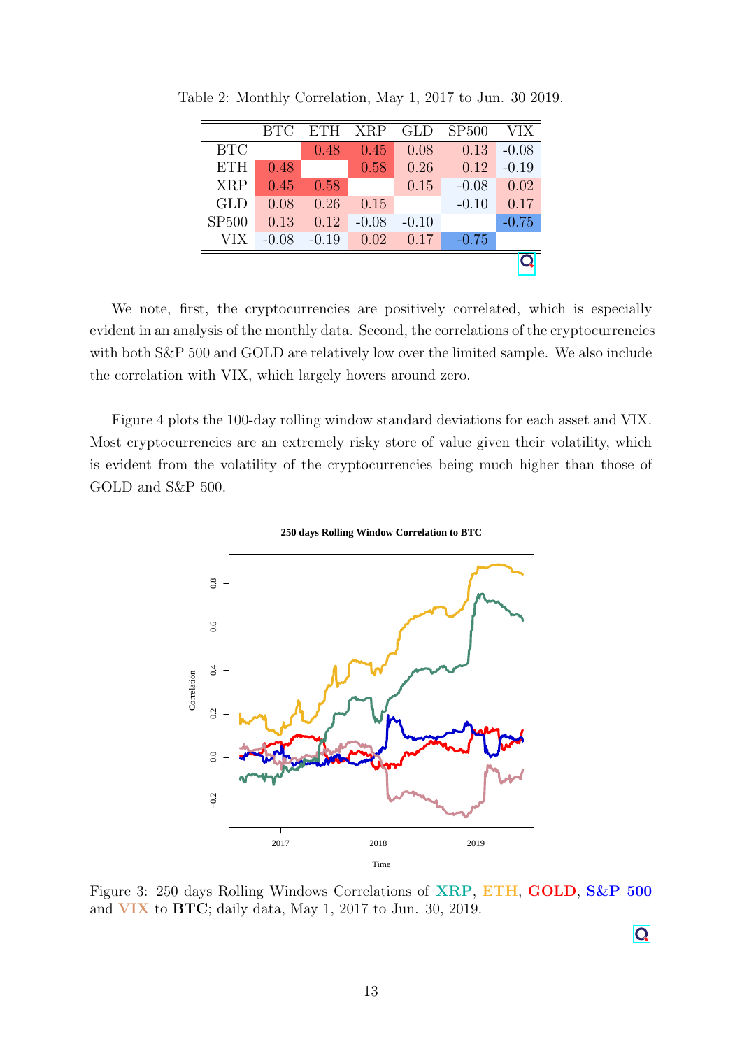Table 2: Monthly Correlation, May 1, 2017 to Jun. 30 2019.

| | BTC | ETH | XRP | GLD | SP500 | VIX |
|---|---|---|---|---|---|---|
| BTC | | 0.48 | 0.45 | 0.08 | 0.13 | -0.08 |
| ETH | 0.48 | | 0.58 | 0.26 | 0.12 | -0.19 |
| XRP | 0.45 | 0.58 | | 0.15 | -0.08 | 0.02 |
| GLD | 0.08 | 0.26 | 0.15 | | -0.10 | 0.17 |
| SP500 | 0.13 | 0.12 | -0.08 | -0.10 | | -0.75 |
| VIX | -0.08 | -0.19 | 0.02 | 0.17 | -0.75 | |

We note, first, the cryptocurrencies are positively correlated, which is especially evident in an analysis of the monthly data. Second, the correlations of the cryptocurrencies with both S&P 500 and GOLD are relatively low over the limited sample. We also include the correlation with VIX, which largely hovers around zero.

Figure 4 plots the 100-day rolling window standard deviations for each asset and VIX. Most cryptocurrencies are an extremely risky store of value given their volatility, which is evident from the volatility of the cryptocurrencies being much higher than those of GOLD and S&P 500.

Figure 3: 250 days Rolling Windows Correlations of **XRP**, **ETH**, **GOLD**, **S&P 500** and **VIX** to **BTC**; daily data, May 1, 2017 to Jun. 30, 2019.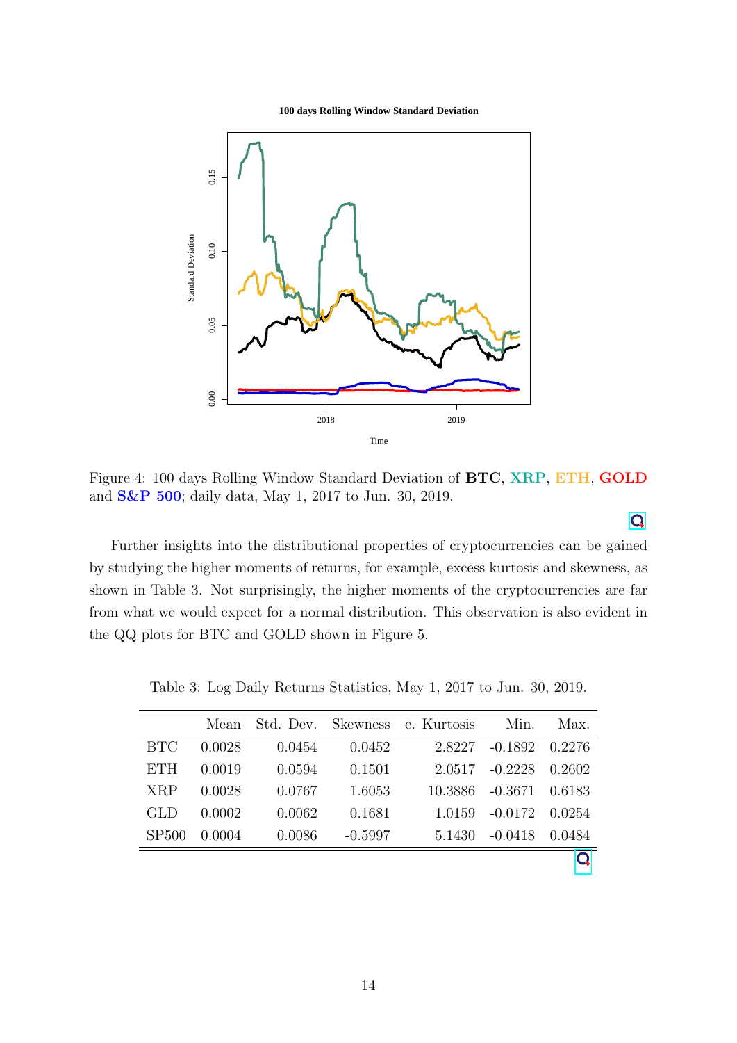Figure 4: 100 days Rolling Window Standard Deviation of **BTC**, **XRP**, **ETH**, **GOLD** and **S&P 500**; daily data, May 1, 2017 to Jun. 30, 2019.

Further insights into the distributional properties of cryptocurrencies can be gained by studying the higher moments of returns, for example, excess kurtosis and skewness, as shown in Table 3. Not surprisingly, the higher moments of the cryptocurrencies are far from what we would expect for a normal distribution. This observation is also evident in the QQ plots for BTC and GOLD shown in Figure 5.

Table 3: Log Daily Returns Statistics, May 1, 2017 to Jun. 30, 2019.

| | Mean | Std. Dev. | Skewness | e. Kurtosis | Min. | Max. |
|---|---|---|---|---|---|---|
| BTC | 0.0028 | 0.0454 | 0.0452 | 2.8227 | -0.1892 | 0.2276 |
| ETH | 0.0019 | 0.0594 | 0.1501 | 2.0517 | -0.2228 | 0.2602 |
| XRP | 0.0028 | 0.0767 | 1.6053 | 10.3886 | -0.3671 | 0.6183 |
| GLD | 0.0002 | 0.0062 | 0.1681 | 1.0159 | -0.0172 | 0.0254 |
| SP500 | 0.0004 | 0.0086 | -0.5997 | 5.1430 | -0.0418 | 0.0484 |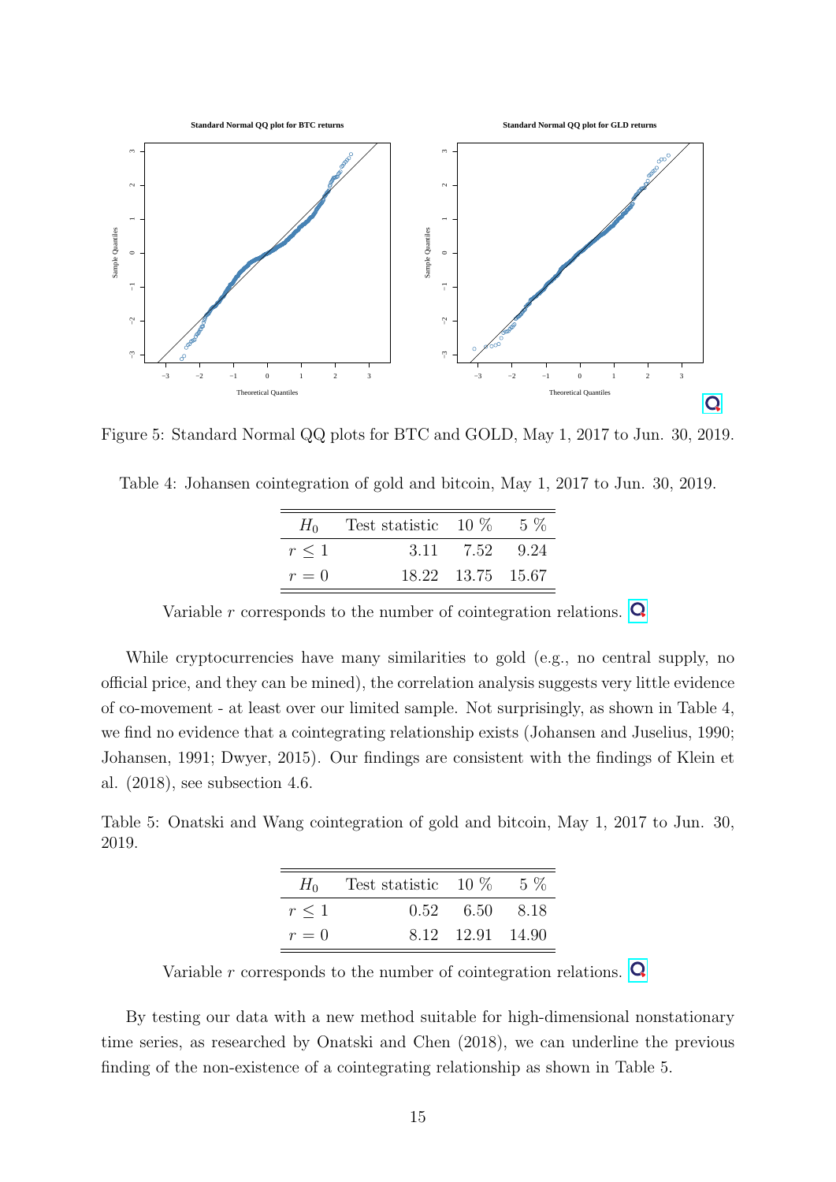Figure 5: Standard Normal QQ plots for BTC and GOLD, May 1, 2017 to Jun. 30, 2019.

Table 4: Johansen cointegration of gold and bitcoin, May 1, 2017 to Jun. 30, 2019.

| $H_0$ | Test statistic | 10 % | 5 % |
|---|---|---|---|
| $r \leq 1$ | 3.11 | 7.52 | 9.24 |
| $r = 0$ | 18.22 | 13.75 | 15.67 |

Variable $r$ corresponds to the number of cointegration relations.

While cryptocurrencies have many similarities to gold (e.g., no central supply, no official price, and they can be mined), the correlation analysis suggests very little evidence of co-movement - at least over our limited sample. Not surprisingly, as shown in Table 4, we find no evidence that a cointegrating relationship exists (Johansen and Juselius, 1990; Johansen, 1991; Dwyer, 2015). Our findings are consistent with the findings of Klein et al. (2018), see subsection 4.6.

Table 5: Onatski and Wang cointegration of gold and bitcoin, May 1, 2017 to Jun. 30, 2019.

| $H_0$ | Test statistic | 10 % | 5 % |
|---|---|---|---|
| $r \leq 1$ | 0.52 | 6.50 | 8.18 |
| $r = 0$ | 8.12 | 12.91 | 14.90 |

Variable $r$ corresponds to the number of cointegration relations.

By testing our data with a new method suitable for high-dimensional nonstationary time series, as researched by Onatski and Chen (2018), we can underline the previous finding of the non-existence of a cointegrating relationship as shown in Table 5.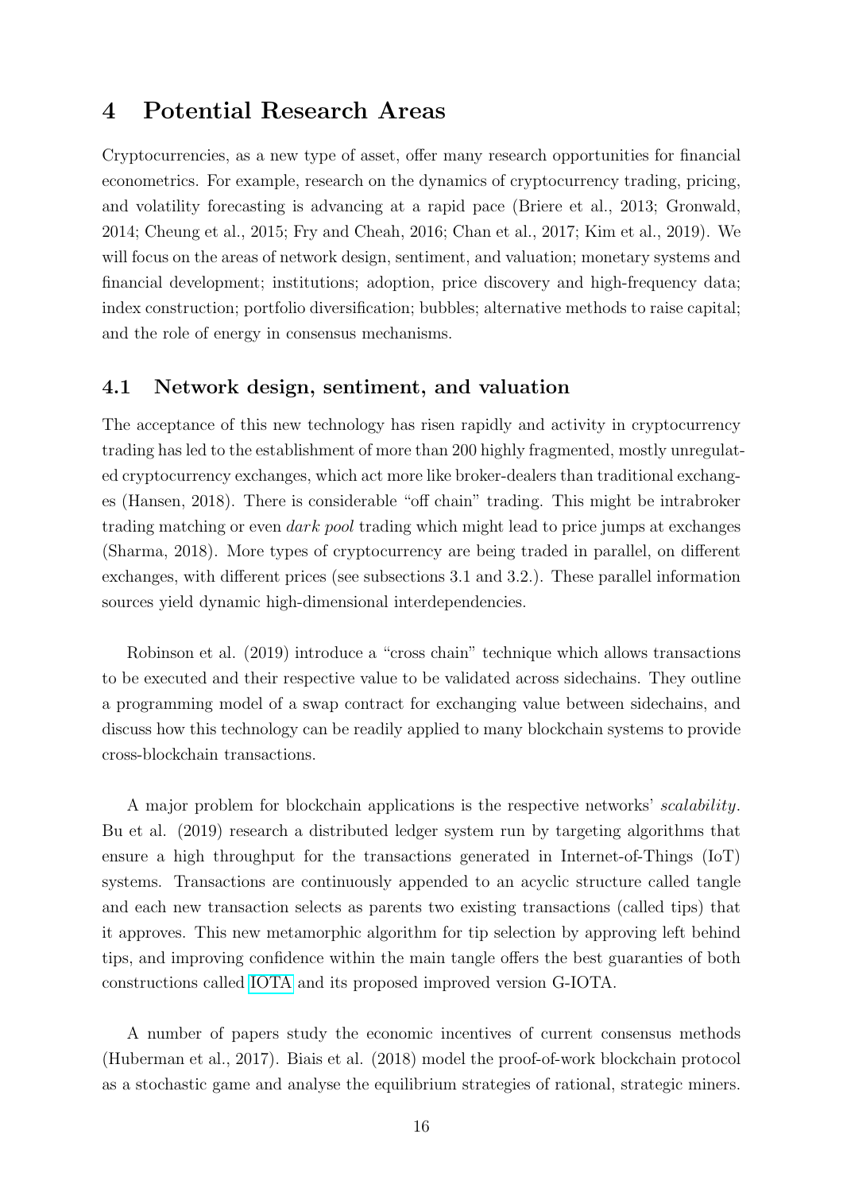# 4 Potential Research Areas

Cryptocurrencies, as a new type of asset, offer many research opportunities for financial econometrics. For example, research on the dynamics of cryptocurrency trading, pricing, and volatility forecasting is advancing at a rapid pace (Briere et al., 2013; Gronwald, 2014; Cheung et al., 2015; Fry and Cheah, 2016; Chan et al., 2017; Kim et al., 2019). We will focus on the areas of network design, sentiment, and valuation; monetary systems and financial development; institutions; adoption, price discovery and high-frequency data; index construction; portfolio diversification; bubbles; alternative methods to raise capital; and the role of energy in consensus mechanisms.

## 4.1 Network design, sentiment, and valuation

The acceptance of this new technology has risen rapidly and activity in cryptocurrency trading has led to the establishment of more than 200 highly fragmented, mostly unregulated cryptocurrency exchanges, which act more like broker-dealers than traditional exchanges (Hansen, 2018). There is considerable "off chain" trading. This might be intrabroker trading matching or even *dark pool* trading which might lead to price jumps at exchanges (Sharma, 2018). More types of cryptocurrency are being traded in parallel, on different exchanges, with different prices (see subsections 3.1 and 3.2.). These parallel information sources yield dynamic high-dimensional interdependencies.

Robinson et al. (2019) introduce a "cross chain" technique which allows transactions to be executed and their respective value to be validated across sidechains. They outline a programming model of a swap contract for exchanging value between sidechains, and discuss how this technology can be readily applied to many blockchain systems to provide cross-blockchain transactions.

A major problem for blockchain applications is the respective networks' *scalability*. Bu et al. (2019) research a distributed ledger system run by targeting algorithms that ensure a high throughput for the transactions generated in Internet-of-Things (IoT) systems. Transactions are continuously appended to an acyclic structure called tangle and each new transaction selects as parents two existing transactions (called tips) that it approves. This new metamorphic algorithm for tip selection by approving left behind tips, and improving confidence within the main tangle offers the best guaranties of both constructions called IOTA and its proposed improved version G-IOTA.

A number of papers study the economic incentives of current consensus methods (Huberman et al., 2017). Biais et al. (2018) model the proof-of-work blockchain protocol as a stochastic game and analyse the equilibrium strategies of rational, strategic miners.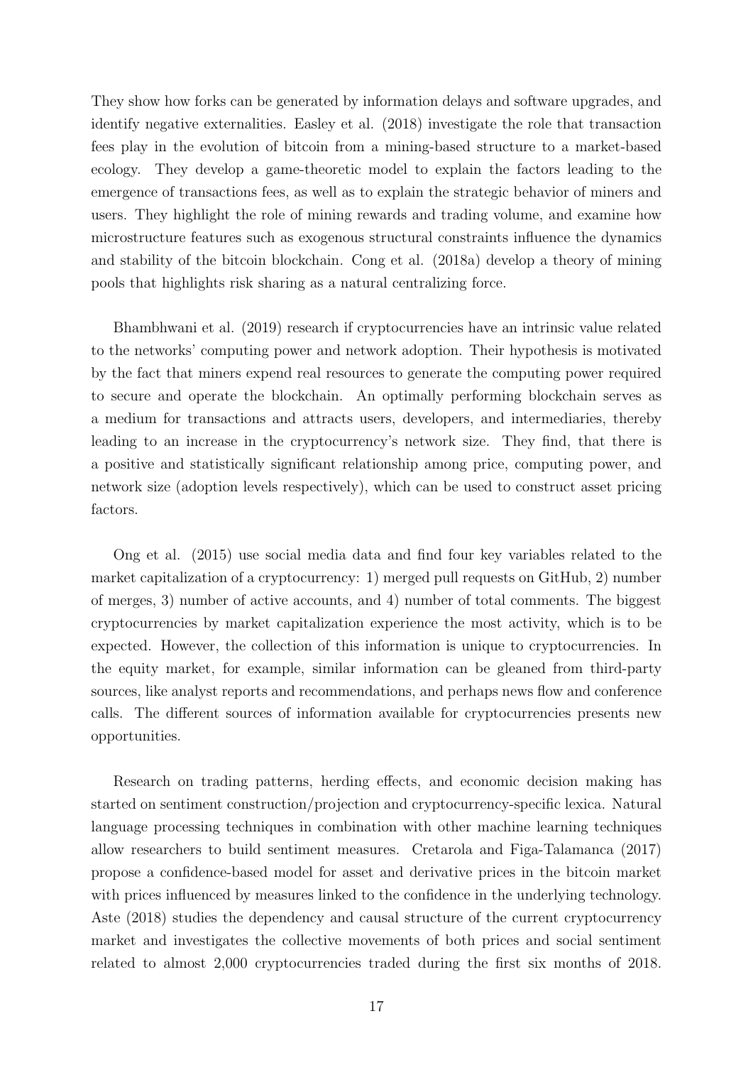They show how forks can be generated by information delays and software upgrades, and identify negative externalities. Easley et al. (2018) investigate the role that transaction fees play in the evolution of bitcoin from a mining-based structure to a market-based ecology. They develop a game-theoretic model to explain the factors leading to the emergence of transactions fees, as well as to explain the strategic behavior of miners and users. They highlight the role of mining rewards and trading volume, and examine how microstructure features such as exogenous structural constraints influence the dynamics and stability of the bitcoin blockchain. Cong et al. (2018a) develop a theory of mining pools that highlights risk sharing as a natural centralizing force.

Bhambhwani et al. (2019) research if cryptocurrencies have an intrinsic value related to the networks' computing power and network adoption. Their hypothesis is motivated by the fact that miners expend real resources to generate the computing power required to secure and operate the blockchain. An optimally performing blockchain serves as a medium for transactions and attracts users, developers, and intermediaries, thereby leading to an increase in the cryptocurrency's network size. They find, that there is a positive and statistically significant relationship among price, computing power, and network size (adoption levels respectively), which can be used to construct asset pricing factors.

Ong et al. (2015) use social media data and find four key variables related to the market capitalization of a cryptocurrency: 1) merged pull requests on GitHub, 2) number of merges, 3) number of active accounts, and 4) number of total comments. The biggest cryptocurrencies by market capitalization experience the most activity, which is to be expected. However, the collection of this information is unique to cryptocurrencies. In the equity market, for example, similar information can be gleaned from third-party sources, like analyst reports and recommendations, and perhaps news flow and conference calls. The different sources of information available for cryptocurrencies presents new opportunities.

Research on trading patterns, herding effects, and economic decision making has started on sentiment construction/projection and cryptocurrency-specific lexica. Natural language processing techniques in combination with other machine learning techniques allow researchers to build sentiment measures. Cretarola and Figa-Talamanca (2017) propose a confidence-based model for asset and derivative prices in the bitcoin market with prices influenced by measures linked to the confidence in the underlying technology. Aste (2018) studies the dependency and causal structure of the current cryptocurrency market and investigates the collective movements of both prices and social sentiment related to almost 2,000 cryptocurrencies traded during the first six months of 2018.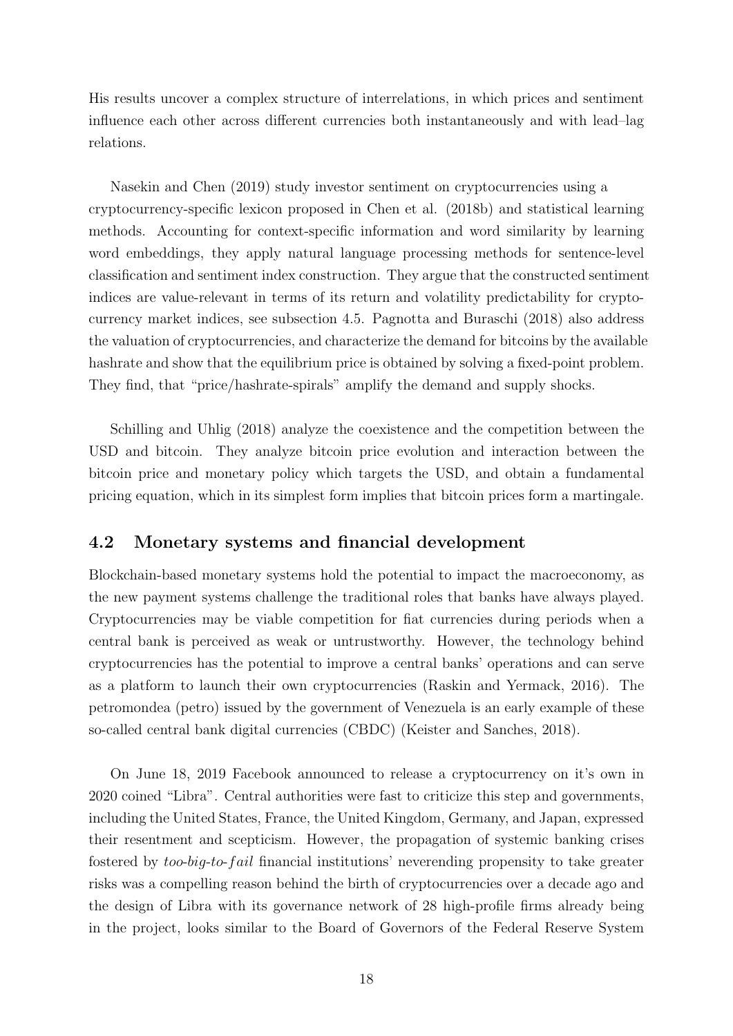His results uncover a complex structure of interrelations, in which prices and sentiment influence each other across different currencies both instantaneously and with lead–lag relations.

Nasekin and Chen (2019) study investor sentiment on cryptocurrencies using a cryptocurrency-specific lexicon proposed in Chen et al. (2018b) and statistical learning methods. Accounting for context-specific information and word similarity by learning word embeddings, they apply natural language processing methods for sentence-level classification and sentiment index construction. They argue that the constructed sentiment indices are value-relevant in terms of its return and volatility predictability for cryptocurrency market indices, see subsection 4.5. Pagnotta and Buraschi (2018) also address the valuation of cryptocurrencies, and characterize the demand for bitcoins by the available hashrate and show that the equilibrium price is obtained by solving a fixed-point problem. They find, that "price/hashrate-spirals" amplify the demand and supply shocks.

Schilling and Uhlig (2018) analyze the coexistence and the competition between the USD and bitcoin. They analyze bitcoin price evolution and interaction between the bitcoin price and monetary policy which targets the USD, and obtain a fundamental pricing equation, which in its simplest form implies that bitcoin prices form a martingale.

## 4.2 Monetary systems and financial development

Blockchain-based monetary systems hold the potential to impact the macroeconomy, as the new payment systems challenge the traditional roles that banks have always played. Cryptocurrencies may be viable competition for fiat currencies during periods when a central bank is perceived as weak or untrustworthy. However, the technology behind cryptocurrencies has the potential to improve a central banks' operations and can serve as a platform to launch their own cryptocurrencies (Raskin and Yermack, 2016). The petromondea (petro) issued by the government of Venezuela is an early example of these so-called central bank digital currencies (CBDC) (Keister and Sanches, 2018).

On June 18, 2019 Facebook announced to release a cryptocurrency on it's own in 2020 coined "Libra". Central authorities were fast to criticize this step and governments, including the United States, France, the United Kingdom, Germany, and Japan, expressed their resentment and scepticism. However, the propagation of systemic banking crises fostered by *too-big-to-fail* financial institutions' neverending propensity to take greater risks was a compelling reason behind the birth of cryptocurrencies over a decade ago and the design of Libra with its governance network of 28 high-profile firms already being in the project, looks similar to the Board of Governors of the Federal Reserve System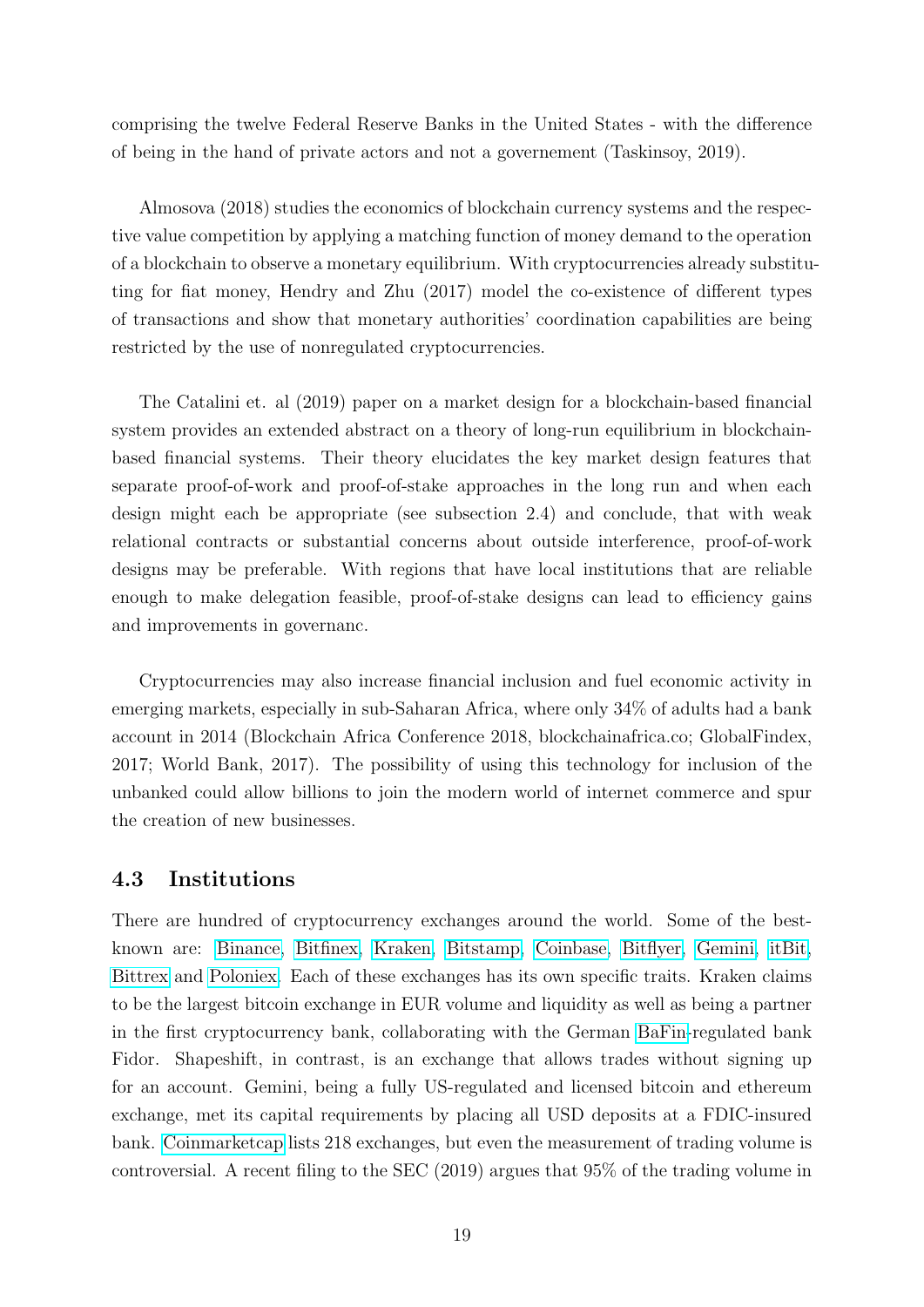comprising the twelve Federal Reserve Banks in the United States - with the difference of being in the hand of private actors and not a governement (Taskinsoy, 2019).

Almosova (2018) studies the economics of blockchain currency systems and the respective value competition by applying a matching function of money demand to the operation of a blockchain to observe a monetary equilibrium. With cryptocurrencies already substituting for fiat money, Hendry and Zhu (2017) model the co-existence of different types of transactions and show that monetary authorities' coordination capabilities are being restricted by the use of nonregulated cryptocurrencies.

The Catalini et. al (2019) paper on a market design for a blockchain-based financial system provides an extended abstract on a theory of long-run equilibrium in blockchain-based financial systems. Their theory elucidates the key market design features that separate proof-of-work and proof-of-stake approaches in the long run and when each design might each be appropriate (see subsection 2.4) and conclude, that with weak relational contracts or substantial concerns about outside interference, proof-of-work designs may be preferable. With regions that have local institutions that are reliable enough to make delegation feasible, proof-of-stake designs can lead to efficiency gains and improvements in governanc.

Cryptocurrencies may also increase financial inclusion and fuel economic activity in emerging markets, especially in sub-Saharan Africa, where only 34% of adults had a bank account in 2014 (Blockchain Africa Conference 2018, blockchainafrica.co; GlobalFindex, 2017; World Bank, 2017). The possibility of using this technology for inclusion of the unbanked could allow billions to join the modern world of internet commerce and spur the creation of new businesses.

### 4.3 Institutions

There are hundred of cryptocurrency exchanges around the world. Some of the best-known are: Binance, Bitfinex, Kraken, Bitstamp, Coinbase, Bitflyer, Gemini, itBit, Bittrex and Poloniex. Each of these exchanges has its own specific traits. Kraken claims to be the largest bitcoin exchange in EUR volume and liquidity as well as being a partner in the first cryptocurrency bank, collaborating with the German BaFin-regulated bank Fidor. Shapeshift, in contrast, is an exchange that allows trades without signing up for an account. Gemini, being a fully US-regulated and licensed bitcoin and ethereum exchange, met its capital requirements by placing all USD deposits at a FDIC-insured bank. Coinmarketcap lists 218 exchanges, but even the measurement of trading volume is controversial. A recent filing to the SEC (2019) argues that 95% of the trading volume in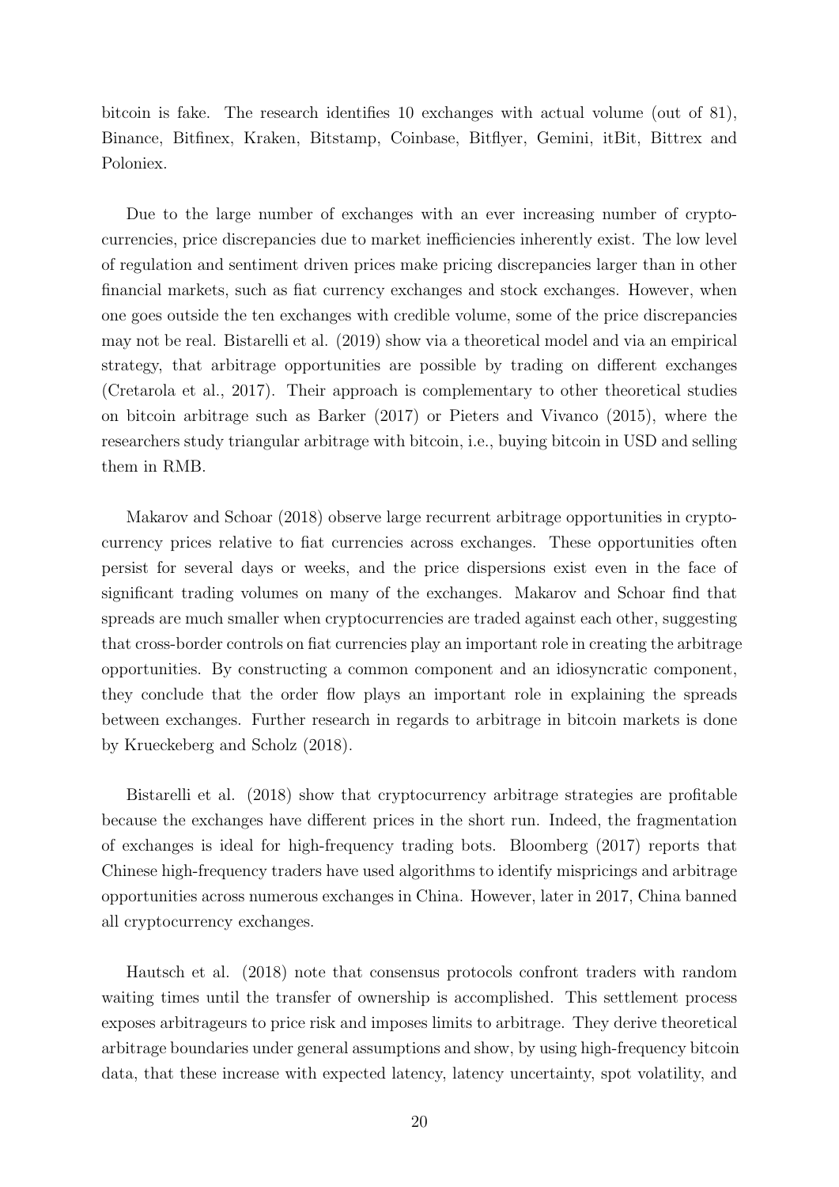bitcoin is fake. The research identifies 10 exchanges with actual volume (out of 81), Binance, Bitfinex, Kraken, Bitstamp, Coinbase, Bitflyer, Gemini, itBit, Bittrex and Poloniex.

Due to the large number of exchanges with an ever increasing number of cryptocurrencies, price discrepancies due to market inefficiencies inherently exist. The low level of regulation and sentiment driven prices make pricing discrepancies larger than in other financial markets, such as fiat currency exchanges and stock exchanges. However, when one goes outside the ten exchanges with credible volume, some of the price discrepancies may not be real. Bistarelli et al. (2019) show via a theoretical model and via an empirical strategy, that arbitrage opportunities are possible by trading on different exchanges (Cretarola et al., 2017). Their approach is complementary to other theoretical studies on bitcoin arbitrage such as Barker (2017) or Pieters and Vivanco (2015), where the researchers study triangular arbitrage with bitcoin, i.e., buying bitcoin in USD and selling them in RMB.

Makarov and Schoar (2018) observe large recurrent arbitrage opportunities in cryptocurrency prices relative to fiat currencies across exchanges. These opportunities often persist for several days or weeks, and the price dispersions exist even in the face of significant trading volumes on many of the exchanges. Makarov and Schoar find that spreads are much smaller when cryptocurrencies are traded against each other, suggesting that cross-border controls on fiat currencies play an important role in creating the arbitrage opportunities. By constructing a common component and an idiosyncratic component, they conclude that the order flow plays an important role in explaining the spreads between exchanges. Further research in regards to arbitrage in bitcoin markets is done by Krueckeberg and Scholz (2018).

Bistarelli et al. (2018) show that cryptocurrency arbitrage strategies are profitable because the exchanges have different prices in the short run. Indeed, the fragmentation of exchanges is ideal for high-frequency trading bots. Bloomberg (2017) reports that Chinese high-frequency traders have used algorithms to identify mispricings and arbitrage opportunities across numerous exchanges in China. However, later in 2017, China banned all cryptocurrency exchanges.

Hautsch et al. (2018) note that consensus protocols confront traders with random waiting times until the transfer of ownership is accomplished. This settlement process exposes arbitrageurs to price risk and imposes limits to arbitrage. They derive theoretical arbitrage boundaries under general assumptions and show, by using high-frequency bitcoin data, that these increase with expected latency, latency uncertainty, spot volatility, and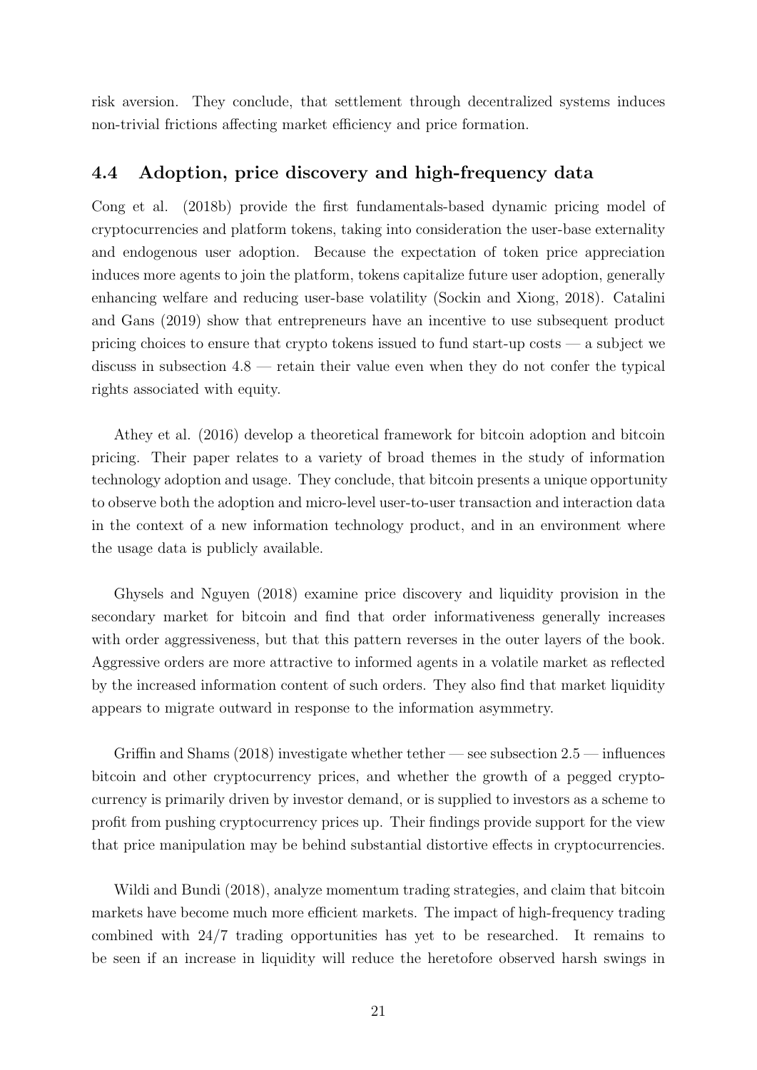risk aversion. They conclude, that settlement through decentralized systems induces non-trivial frictions affecting market efficiency and price formation.

### 4.4 Adoption, price discovery and high-frequency data

Cong et al. (2018b) provide the first fundamentals-based dynamic pricing model of cryptocurrencies and platform tokens, taking into consideration the user-base externality and endogenous user adoption. Because the expectation of token price appreciation induces more agents to join the platform, tokens capitalize future user adoption, generally enhancing welfare and reducing user-base volatility (Sockin and Xiong, 2018). Catalini and Gans (2019) show that entrepreneurs have an incentive to use subsequent product pricing choices to ensure that crypto tokens issued to fund start-up costs — a subject we discuss in subsection 4.8 — retain their value even when they do not confer the typical rights associated with equity.

Athey et al. (2016) develop a theoretical framework for bitcoin adoption and bitcoin pricing. Their paper relates to a variety of broad themes in the study of information technology adoption and usage. They conclude, that bitcoin presents a unique opportunity to observe both the adoption and micro-level user-to-user transaction and interaction data in the context of a new information technology product, and in an environment where the usage data is publicly available.

Ghysels and Nguyen (2018) examine price discovery and liquidity provision in the secondary market for bitcoin and find that order informativeness generally increases with order aggressiveness, but that this pattern reverses in the outer layers of the book. Aggressive orders are more attractive to informed agents in a volatile market as reflected by the increased information content of such orders. They also find that market liquidity appears to migrate outward in response to the information asymmetry.

Griffin and Shams (2018) investigate whether tether — see subsection 2.5 — influences bitcoin and other cryptocurrency prices, and whether the growth of a pegged cryptocurrency is primarily driven by investor demand, or is supplied to investors as a scheme to profit from pushing cryptocurrency prices up. Their findings provide support for the view that price manipulation may be behind substantial distortive effects in cryptocurrencies.

Wildi and Bundi (2018), analyze momentum trading strategies, and claim that bitcoin markets have become much more efficient markets. The impact of high-frequency trading combined with 24/7 trading opportunities has yet to be researched. It remains to be seen if an increase in liquidity will reduce the heretofore observed harsh swings in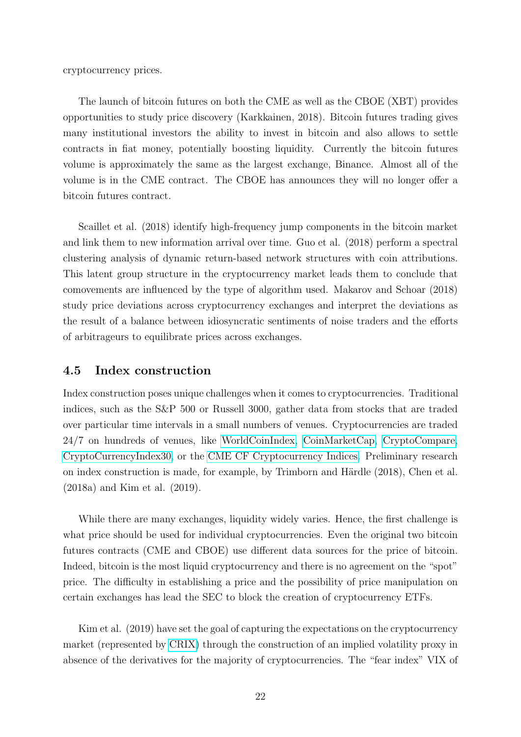cryptocurrency prices.

The launch of bitcoin futures on both the CME as well as the CBOE (XBT) provides opportunities to study price discovery (Karkkainen, 2018). Bitcoin futures trading gives many institutional investors the ability to invest in bitcoin and also allows to settle contracts in fiat money, potentially boosting liquidity. Currently the bitcoin futures volume is approximately the same as the largest exchange, Binance. Almost all of the volume is in the CME contract. The CBOE has announces they will no longer offer a bitcoin futures contract.

Scaillet et al. (2018) identify high-frequency jump components in the bitcoin market and link them to new information arrival over time. Guo et al. (2018) perform a spectral clustering analysis of dynamic return-based network structures with coin attributions. This latent group structure in the cryptocurrency market leads them to conclude that comovements are influenced by the type of algorithm used. Makarov and Schoar (2018) study price deviations across cryptocurrency exchanges and interpret the deviations as the result of a balance between idiosyncratic sentiments of noise traders and the efforts of arbitrageurs to equilibrate prices across exchanges.

## 4.5 Index construction

Index construction poses unique challenges when it comes to cryptocurrencies. Traditional indices, such as the S&P 500 or Russell 3000, gather data from stocks that are traded over particular time intervals in a small numbers of venues. Cryptocurrencies are traded 24/7 on hundreds of venues, like WorldCoinIndex, CoinMarketCap, CryptoCompare, CryptoCurrencyIndex30, or the CME CF Cryptocurrency Indices. Preliminary research on index construction is made, for example, by Trimborn and Härdle (2018), Chen et al. (2018a) and Kim et al. (2019).

While there are many exchanges, liquidity widely varies. Hence, the first challenge is what price should be used for individual cryptocurrencies. Even the original two bitcoin futures contracts (CME and CBOE) use different data sources for the price of bitcoin. Indeed, bitcoin is the most liquid cryptocurrency and there is no agreement on the "spot" price. The difficulty in establishing a price and the possibility of price manipulation on certain exchanges has lead the SEC to block the creation of cryptocurrency ETFs.

Kim et al. (2019) have set the goal of capturing the expectations on the cryptocurrency market (represented by CRIX) through the construction of an implied volatility proxy in absence of the derivatives for the majority of cryptocurrencies. The "fear index" VIX of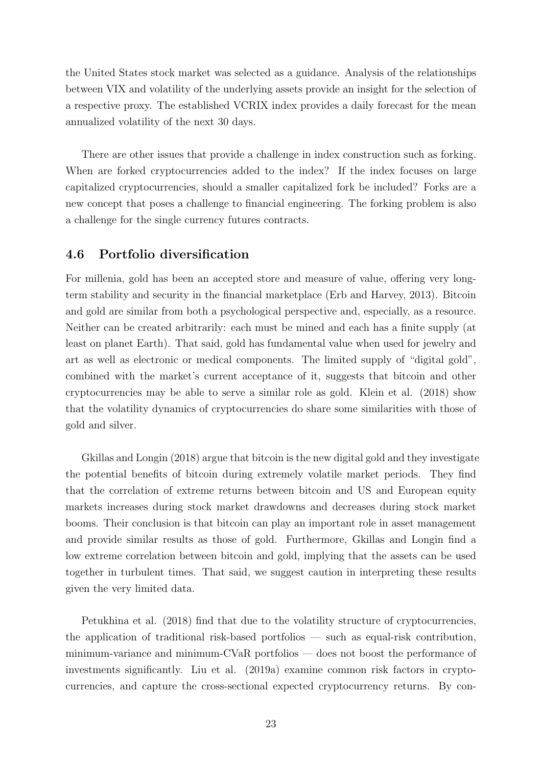the United States stock market was selected as a guidance. Analysis of the relationships between VIX and volatility of the underlying assets provide an insight for the selection of a respective proxy. The established VCRIX index provides a daily forecast for the mean annualized volatility of the next 30 days.

There are other issues that provide a challenge in index construction such as forking. When are forked cryptocurrencies added to the index? If the index focuses on large capitalized cryptocurrencies, should a smaller capitalized fork be included? Forks are a new concept that poses a challenge to financial engineering. The forking problem is also a challenge for the single currency futures contracts.

### 4.6 Portfolio diversification

For millenia, gold has been an accepted store and measure of value, offering very long-term stability and security in the financial marketplace (Erb and Harvey, 2013). Bitcoin and gold are similar from both a psychological perspective and, especially, as a resource. Neither can be created arbitrarily: each must be mined and each has a finite supply (at least on planet Earth). That said, gold has fundamental value when used for jewelry and art as well as electronic or medical components. The limited supply of "digital gold", combined with the market's current acceptance of it, suggests that bitcoin and other cryptocurrencies may be able to serve a similar role as gold. Klein et al. (2018) show that the volatility dynamics of cryptocurrencies do share some similarities with those of gold and silver.

Gkillas and Longin (2018) argue that bitcoin is the new digital gold and they investigate the potential benefits of bitcoin during extremely volatile market periods. They find that the correlation of extreme returns between bitcoin and US and European equity markets increases during stock market drawdowns and decreases during stock market booms. Their conclusion is that bitcoin can play an important role in asset management and provide similar results as those of gold. Furthermore, Gkillas and Longin find a low extreme correlation between bitcoin and gold, implying that the assets can be used together in turbulent times. That said, we suggest caution in interpreting these results given the very limited data.

Petukhina et al. (2018) find that due to the volatility structure of cryptocurrencies, the application of traditional risk-based portfolios — such as equal-risk contribution, minimum-variance and minimum-CVaR portfolios — does not boost the performance of investments significantly. Liu et al. (2019a) examine common risk factors in cryptocurrencies, and capture the cross-sectional expected cryptocurrency returns. By con-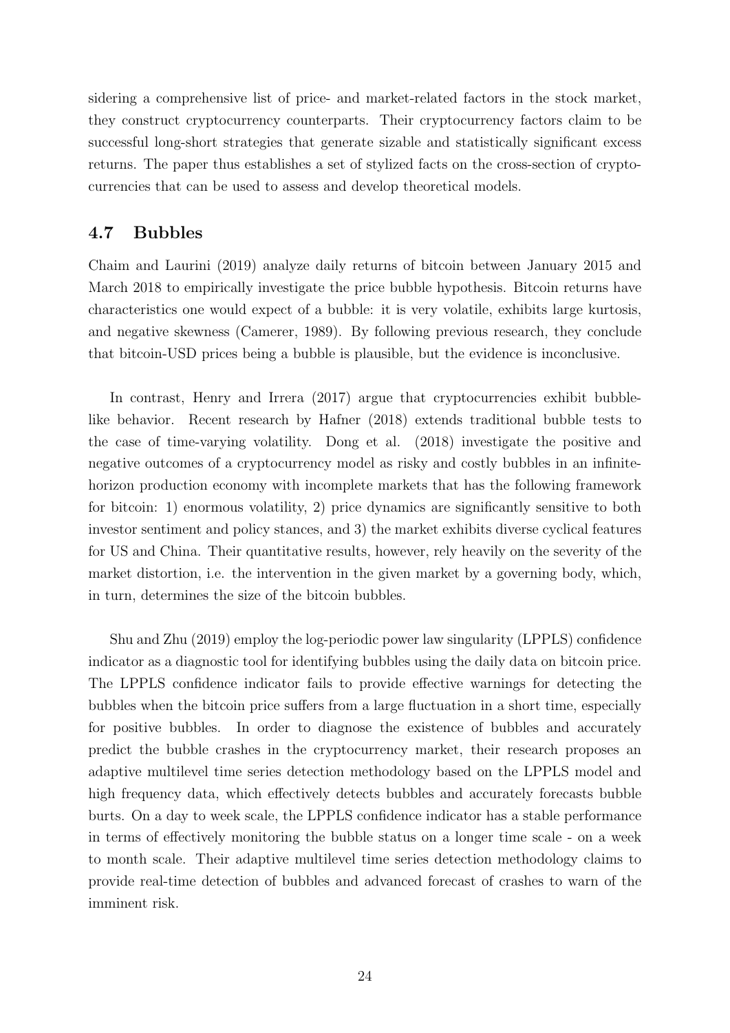sidering a comprehensive list of price- and market-related factors in the stock market, they construct cryptocurrency counterparts. Their cryptocurrency factors claim to be successful long-short strategies that generate sizable and statistically significant excess returns. The paper thus establishes a set of stylized facts on the cross-section of cryptocurrencies that can be used to assess and develop theoretical models.

### 4.7 Bubbles

Chaim and Laurini (2019) analyze daily returns of bitcoin between January 2015 and March 2018 to empirically investigate the price bubble hypothesis. Bitcoin returns have characteristics one would expect of a bubble: it is very volatile, exhibits large kurtosis, and negative skewness (Camerer, 1989). By following previous research, they conclude that bitcoin-USD prices being a bubble is plausible, but the evidence is inconclusive.

In contrast, Henry and Irrera (2017) argue that cryptocurrencies exhibit bubble-like behavior. Recent research by Hafner (2018) extends traditional bubble tests to the case of time-varying volatility. Dong et al. (2018) investigate the positive and negative outcomes of a cryptocurrency model as risky and costly bubbles in an infinite-horizon production economy with incomplete markets that has the following framework for bitcoin: 1) enormous volatility, 2) price dynamics are significantly sensitive to both investor sentiment and policy stances, and 3) the market exhibits diverse cyclical features for US and China. Their quantitative results, however, rely heavily on the severity of the market distortion, i.e. the intervention in the given market by a governing body, which, in turn, determines the size of the bitcoin bubbles.

Shu and Zhu (2019) employ the log-periodic power law singularity (LPPLS) confidence indicator as a diagnostic tool for identifying bubbles using the daily data on bitcoin price. The LPPLS confidence indicator fails to provide effective warnings for detecting the bubbles when the bitcoin price suffers from a large fluctuation in a short time, especially for positive bubbles. In order to diagnose the existence of bubbles and accurately predict the bubble crashes in the cryptocurrency market, their research proposes an adaptive multilevel time series detection methodology based on the LPPLS model and high frequency data, which effectively detects bubbles and accurately forecasts bubble burts. On a day to week scale, the LPPLS confidence indicator has a stable performance in terms of effectively monitoring the bubble status on a longer time scale - on a week to month scale. Their adaptive multilevel time series detection methodology claims to provide real-time detection of bubbles and advanced forecast of crashes to warn of the imminent risk.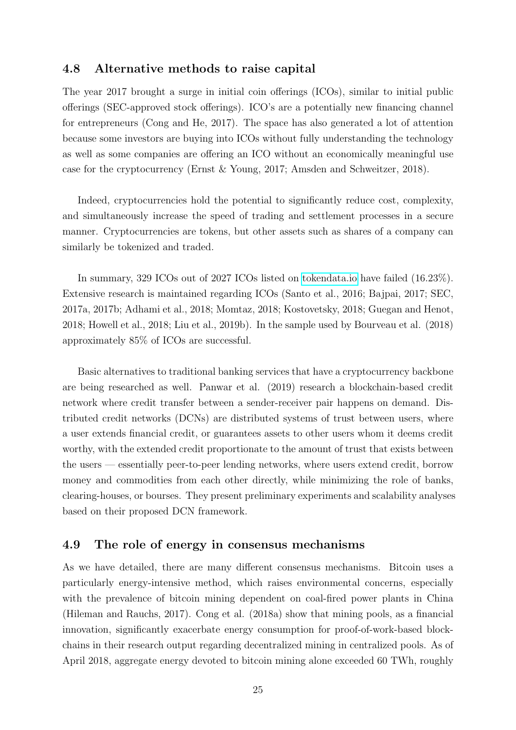## 4.8 Alternative methods to raise capital

The year 2017 brought a surge in initial coin offerings (ICOs), similar to initial public offerings (SEC-approved stock offerings). ICO's are a potentially new financing channel for entrepreneurs (Cong and He, 2017). The space has also generated a lot of attention because some investors are buying into ICOs without fully understanding the technology as well as some companies are offering an ICO without an economically meaningful use case for the cryptocurrency (Ernst & Young, 2017; Amsden and Schweitzer, 2018).

Indeed, cryptocurrencies hold the potential to significantly reduce cost, complexity, and simultaneously increase the speed of trading and settlement processes in a secure manner. Cryptocurrencies are tokens, but other assets such as shares of a company can similarly be tokenized and traded.

In summary, 329 ICOs out of 2027 ICOs listed on tokendata.io have failed (16.23%). Extensive research is maintained regarding ICOs (Santo et al., 2016; Bajpai, 2017; SEC, 2017a, 2017b; Adhami et al., 2018; Momtaz, 2018; Kostovetsky, 2018; Guegan and Henot, 2018; Howell et al., 2018; Liu et al., 2019b). In the sample used by Bourveau et al. (2018) approximately 85% of ICOs are successful.

Basic alternatives to traditional banking services that have a cryptocurrency backbone are being researched as well. Panwar et al. (2019) research a blockchain-based credit network where credit transfer between a sender-receiver pair happens on demand. Distributed credit networks (DCNs) are distributed systems of trust between users, where a user extends financial credit, or guarantees assets to other users whom it deems credit worthy, with the extended credit proportionate to the amount of trust that exists between the users — essentially peer-to-peer lending networks, where users extend credit, borrow money and commodities from each other directly, while minimizing the role of banks, clearing-houses, or bourses. They present preliminary experiments and scalability analyses based on their proposed DCN framework.

## 4.9 The role of energy in consensus mechanisms

As we have detailed, there are many different consensus mechanisms. Bitcoin uses a particularly energy-intensive method, which raises environmental concerns, especially with the prevalence of bitcoin mining dependent on coal-fired power plants in China (Hileman and Rauchs, 2017). Cong et al. (2018a) show that mining pools, as a financial innovation, significantly exacerbate energy consumption for proof-of-work-based blockchains in their research output regarding decentralized mining in centralized pools. As of April 2018, aggregate energy devoted to bitcoin mining alone exceeded 60 TWh, roughly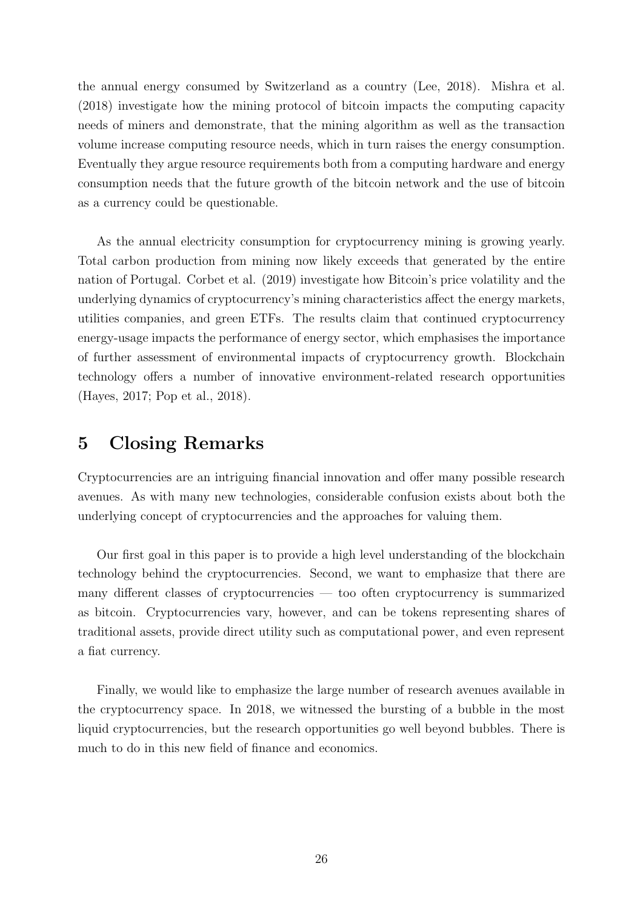the annual energy consumed by Switzerland as a country (Lee, 2018). Mishra et al. (2018) investigate how the mining protocol of bitcoin impacts the computing capacity needs of miners and demonstrate, that the mining algorithm as well as the transaction volume increase computing resource needs, which in turn raises the energy consumption. Eventually they argue resource requirements both from a computing hardware and energy consumption needs that the future growth of the bitcoin network and the use of bitcoin as a currency could be questionable.

As the annual electricity consumption for cryptocurrency mining is growing yearly. Total carbon production from mining now likely exceeds that generated by the entire nation of Portugal. Corbet et al. (2019) investigate how Bitcoin's price volatility and the underlying dynamics of cryptocurrency's mining characteristics affect the energy markets, utilities companies, and green ETFs. The results claim that continued cryptocurrency energy-usage impacts the performance of energy sector, which emphasises the importance of further assessment of environmental impacts of cryptocurrency growth. Blockchain technology offers a number of innovative environment-related research opportunities (Hayes, 2017; Pop et al., 2018).

# 5 Closing Remarks

Cryptocurrencies are an intriguing financial innovation and offer many possible research avenues. As with many new technologies, considerable confusion exists about both the underlying concept of cryptocurrencies and the approaches for valuing them.

Our first goal in this paper is to provide a high level understanding of the blockchain technology behind the cryptocurrencies. Second, we want to emphasize that there are many different classes of cryptocurrencies — too often cryptocurrency is summarized as bitcoin. Cryptocurrencies vary, however, and can be tokens representing shares of traditional assets, provide direct utility such as computational power, and even represent a fiat currency.

Finally, we would like to emphasize the large number of research avenues available in the cryptocurrency space. In 2018, we witnessed the bursting of a bubble in the most liquid cryptocurrencies, but the research opportunities go well beyond bubbles. There is much to do in this new field of finance and economics.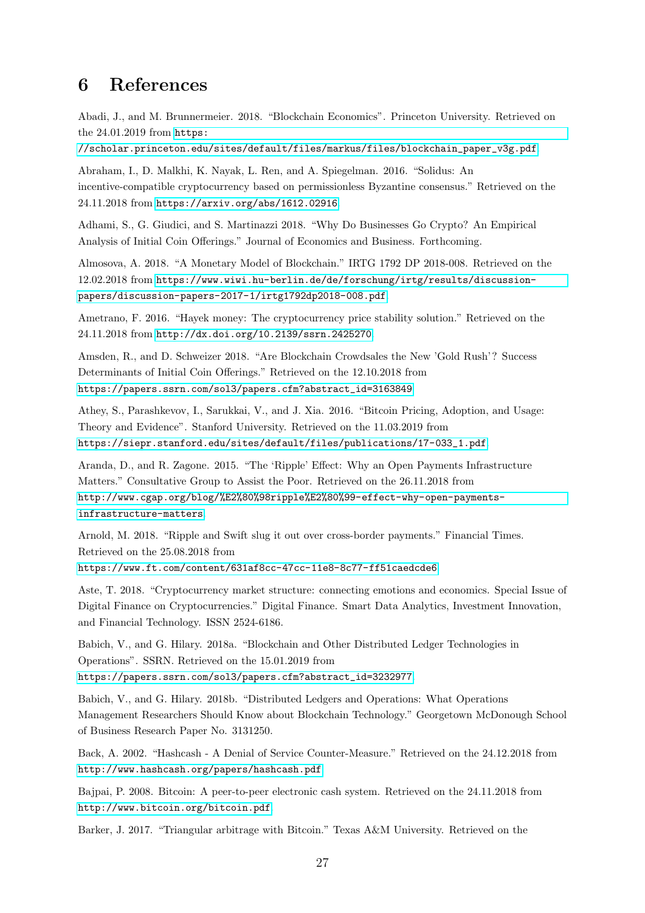# 6 References

Abadi, J., and M. Brunnermeier. 2018. "Blockchain Economics". Princeton University. Retrieved on the 24.01.2019 from https://scholar.princeton.edu/sites/default/files/markus/files/blockchain_paper_v3g.pdf

Abraham, I., D. Malkhi, K. Nayak, L. Ren, and A. Spiegelman. 2016. "Solidus: An incentive-compatible cryptocurrency based on permissionless Byzantine consensus." Retrieved on the 24.11.2018 from https://arxiv.org/abs/1612.02916

Adhami, S., G. Giudici, and S. Martinazzi 2018. "Why Do Businesses Go Crypto? An Empirical Analysis of Initial Coin Offerings." Journal of Economics and Business. Forthcoming.

Almosova, A. 2018. "A Monetary Model of Blockchain." IRTG 1792 DP 2018-008. Retrieved on the 12.02.2018 from https://www.wiwi.hu-berlin.de/de/forschung/irtg/results/discussion-papers/discussion-papers-2017-1/irtg1792dp2018-008.pdf

Ametrano, F. 2016. "Hayek money: The cryptocurrency price stability solution." Retrieved on the 24.11.2018 from http://dx.doi.org/10.2139/ssrn.2425270

Amsden, R., and D. Schweizer 2018. "Are Blockchain Crowdsales the New 'Gold Rush'? Success Determinants of Initial Coin Offerings." Retrieved on the 12.10.2018 from https://papers.ssrn.com/sol3/papers.cfm?abstract_id=3163849

Athey, S., Parashkevov, I., Sarukkai, V., and J. Xia. 2016. "Bitcoin Pricing, Adoption, and Usage: Theory and Evidence". Stanford University. Retrieved on the 11.03.2019 from https://siepr.stanford.edu/sites/default/files/publications/17-033_1.pdf

Aranda, D., and R. Zagone. 2015. "The 'Ripple' Effect: Why an Open Payments Infrastructure Matters." Consultative Group to Assist the Poor. Retrieved on the 26.11.2018 from http://www.cgap.org/blog/%E2%80%98ripple%E2%80%99-effect-why-open-payments-infrastructure-matters

Arnold, M. 2018. "Ripple and Swift slug it out over cross-border payments." Financial Times. Retrieved on the 25.08.2018 from https://www.ft.com/content/631af8cc-47cc-11e8-8c77-ff51caedcde6

Aste, T. 2018. "Cryptocurrency market structure: connecting emotions and economics. Special Issue of Digital Finance on Cryptocurrencies." Digital Finance. Smart Data Analytics, Investment Innovation, and Financial Technology. ISSN 2524-6186.

Babich, V., and G. Hilary. 2018a. "Blockchain and Other Distributed Ledger Technologies in Operations". SSRN. Retrieved on the 15.01.2019 from https://papers.ssrn.com/sol3/papers.cfm?abstract_id=3232977

Babich, V., and G. Hilary. 2018b. "Distributed Ledgers and Operations: What Operations Management Researchers Should Know about Blockchain Technology." Georgetown McDonough School of Business Research Paper No. 3131250.

Back, A. 2002. "Hashcash - A Denial of Service Counter-Measure." Retrieved on the 24.12.2018 from http://www.hashcash.org/papers/hashcash.pdf

Bajpai, P. 2008. Bitcoin: A peer-to-peer electronic cash system. Retrieved on the 24.11.2018 from http://www.bitcoin.org/bitcoin.pdf

Barker, J. 2017. "Triangular arbitrage with Bitcoin." Texas A&M University. Retrieved on the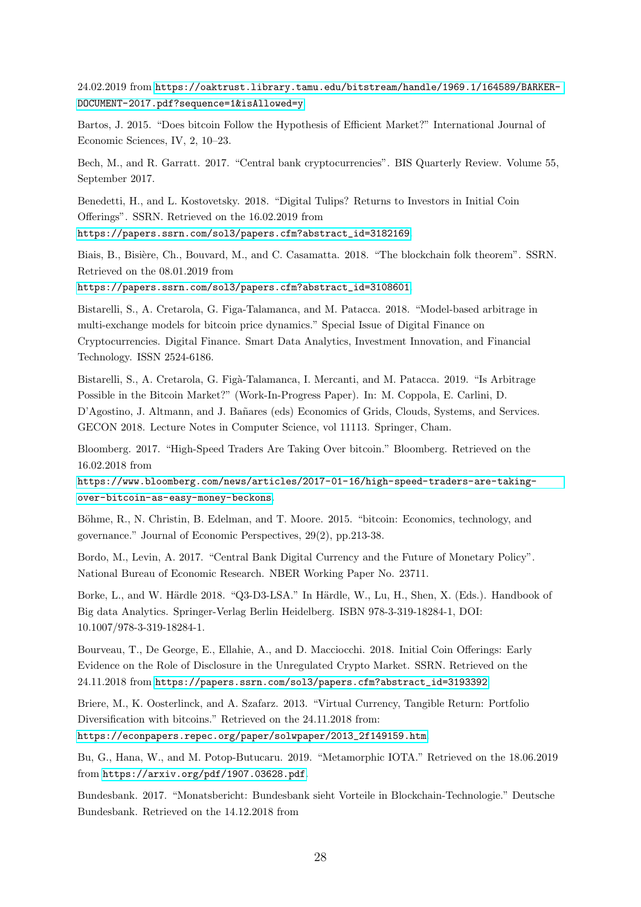24.02.2019 from https://oaktrust.library.tamu.edu/bitstream/handle/1969.1/164589/BARKER-DOCUMENT-2017.pdf?sequence=1&isAllowed=y

Bartos, J. 2015. "Does bitcoin Follow the Hypothesis of Efficient Market?" International Journal of Economic Sciences, IV, 2, 10–23.

Bech, M., and R. Garratt. 2017. "Central bank cryptocurrencies". BIS Quarterly Review. Volume 55, September 2017.

Benedetti, H., and L. Kostovetsky. 2018. "Digital Tulips? Returns to Investors in Initial Coin Offerings". SSRN. Retrieved on the 16.02.2019 from https://papers.ssrn.com/sol3/papers.cfm?abstract_id=3182169

Biais, B., Bisière, Ch., Bouvard, M., and C. Casamatta. 2018. "The blockchain folk theorem". SSRN. Retrieved on the 08.01.2019 from https://papers.ssrn.com/sol3/papers.cfm?abstract_id=3108601

Bistarelli, S., A. Cretarola, G. Figa-Talamanca, and M. Patacca. 2018. "Model-based arbitrage in multi-exchange models for bitcoin price dynamics." Special Issue of Digital Finance on Cryptocurrencies. Digital Finance. Smart Data Analytics, Investment Innovation, and Financial Technology. ISSN 2524-6186.

Bistarelli, S., A. Cretarola, G. Figà-Talamanca, I. Mercanti, and M. Patacca. 2019. "Is Arbitrage Possible in the Bitcoin Market?" (Work-In-Progress Paper). In: M. Coppola, E. Carlini, D. D'Agostino, J. Altmann, and J. Bañares (eds) Economics of Grids, Clouds, Systems, and Services. GECON 2018. Lecture Notes in Computer Science, vol 11113. Springer, Cham.

Bloomberg. 2017. "High-Speed Traders Are Taking Over bitcoin." Bloomberg. Retrieved on the 16.02.2018 from https://www.bloomberg.com/news/articles/2017-01-16/high-speed-traders-are-taking-over-bitcoin-as-easy-money-beckons.

Böhme, R., N. Christin, B. Edelman, and T. Moore. 2015. "bitcoin: Economics, technology, and governance." Journal of Economic Perspectives, 29(2), pp.213-38.

Bordo, M., Levin, A. 2017. "Central Bank Digital Currency and the Future of Monetary Policy". National Bureau of Economic Research. NBER Working Paper No. 23711.

Borke, L., and W. Härdle 2018. "Q3-D3-LSA." In Härdle, W., Lu, H., Shen, X. (Eds.). Handbook of Big data Analytics. Springer-Verlag Berlin Heidelberg. ISBN 978-3-319-18284-1, DOI: 10.1007/978-3-319-18284-1.

Bourveau, T., De George, E., Ellahie, A., and D. Macciocchi. 2018. Initial Coin Offerings: Early Evidence on the Role of Disclosure in the Unregulated Crypto Market. SSRN. Retrieved on the 24.11.2018 from https://papers.ssrn.com/sol3/papers.cfm?abstract_id=3193392

Briere, M., K. Oosterlinck, and A. Szafarz. 2013. "Virtual Currency, Tangible Return: Portfolio Diversification with bitcoins." Retrieved on the 24.11.2018 from: https://econpapers.repec.org/paper/solwpaper/2013_2f149159.htm

Bu, G., Hana, W., and M. Potop-Butucaru. 2019. "Metamorphic IOTA." Retrieved on the 18.06.2019 from https://arxiv.org/pdf/1907.03628.pdf.

Bundesbank. 2017. "Monatsbericht: Bundesbank sieht Vorteile in Blockchain-Technologie." Deutsche Bundesbank. Retrieved on the 14.12.2018 from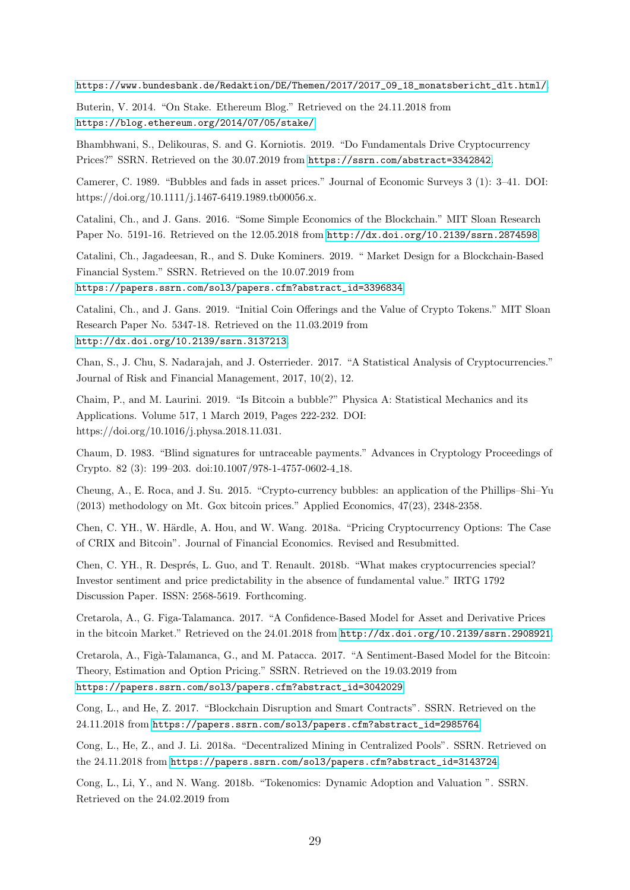https://www.bundesbank.de/Redaktion/DE/Themen/2017/2017_09_18_monatsbericht_dlt.html/.

Buterin, V. 2014. "On Stake. Ethereum Blog." Retrieved on the 24.11.2018 from https://blog.ethereum.org/2014/07/05/stake/.

Bhambhwani, S., Delikouras, S. and G. Korniotis. 2019. "Do Fundamentals Drive Cryptocurrency Prices?" SSRN. Retrieved on the 30.07.2019 from https://ssrn.com/abstract=3342842.

Camerer, C. 1989. "Bubbles and fads in asset prices." Journal of Economic Surveys 3 (1): 3–41. DOI: https://doi.org/10.1111/j.1467-6419.1989.tb00056.x.

Catalini, Ch., and J. Gans. 2016. "Some Simple Economics of the Blockchain." MIT Sloan Research Paper No. 5191-16. Retrieved on the 12.05.2018 from http://dx.doi.org/10.2139/ssrn.2874598.

Catalini, Ch., Jagadeesan, R., and S. Duke Kominers. 2019. " Market Design for a Blockchain-Based Financial System." SSRN. Retrieved on the 10.07.2019 from https://papers.ssrn.com/sol3/papers.cfm?abstract_id=3396834.

Catalini, Ch., and J. Gans. 2019. "Initial Coin Offerings and the Value of Crypto Tokens." MIT Sloan Research Paper No. 5347-18. Retrieved on the 11.03.2019 from http://dx.doi.org/10.2139/ssrn.3137213.

Chan, S., J. Chu, S. Nadarajah, and J. Osterrieder. 2017. "A Statistical Analysis of Cryptocurrencies." Journal of Risk and Financial Management, 2017, 10(2), 12.

Chaim, P., and M. Laurini. 2019. "Is Bitcoin a bubble?" Physica A: Statistical Mechanics and its Applications. Volume 517, 1 March 2019, Pages 222-232. DOI: https://doi.org/10.1016/j.physa.2018.11.031.

Chaum, D. 1983. "Blind signatures for untraceable payments." Advances in Cryptology Proceedings of Crypto. 82 (3): 199–203. doi:10.1007/978-1-4757-0602-4_18.

Cheung, A., E. Roca, and J. Su. 2015. "Crypto-currency bubbles: an application of the Phillips–Shi–Yu (2013) methodology on Mt. Gox bitcoin prices." Applied Economics, 47(23), 2348-2358.

Chen, C. YH., W. Härdle, A. Hou, and W. Wang. 2018a. "Pricing Cryptocurrency Options: The Case of CRIX and Bitcoin". Journal of Financial Economics. Revised and Resubmitted.

Chen, C. YH., R. Després, L. Guo, and T. Renault. 2018b. "What makes cryptocurrencies special? Investor sentiment and price predictability in the absence of fundamental value." IRTG 1792 Discussion Paper. ISSN: 2568-5619. Forthcoming.

Cretarola, A., G. Figa-Talamanca. 2017. "A Confidence-Based Model for Asset and Derivative Prices in the bitcoin Market." Retrieved on the 24.01.2018 from http://dx.doi.org/10.2139/ssrn.2908921.

Cretarola, A., Figà-Talamanca, G., and M. Patacca. 2017. "A Sentiment-Based Model for the Bitcoin: Theory, Estimation and Option Pricing." SSRN. Retrieved on the 19.03.2019 from https://papers.ssrn.com/sol3/papers.cfm?abstract_id=3042029.

Cong, L., and He, Z. 2017. "Blockchain Disruption and Smart Contracts". SSRN. Retrieved on the 24.11.2018 from https://papers.ssrn.com/sol3/papers.cfm?abstract_id=2985764.

Cong, L., He, Z., and J. Li. 2018a. "Decentralized Mining in Centralized Pools". SSRN. Retrieved on the 24.11.2018 from https://papers.ssrn.com/sol3/papers.cfm?abstract_id=3143724.

Cong, L., Li, Y., and N. Wang. 2018b. "Tokenomics: Dynamic Adoption and Valuation ". SSRN. Retrieved on the 24.02.2019 from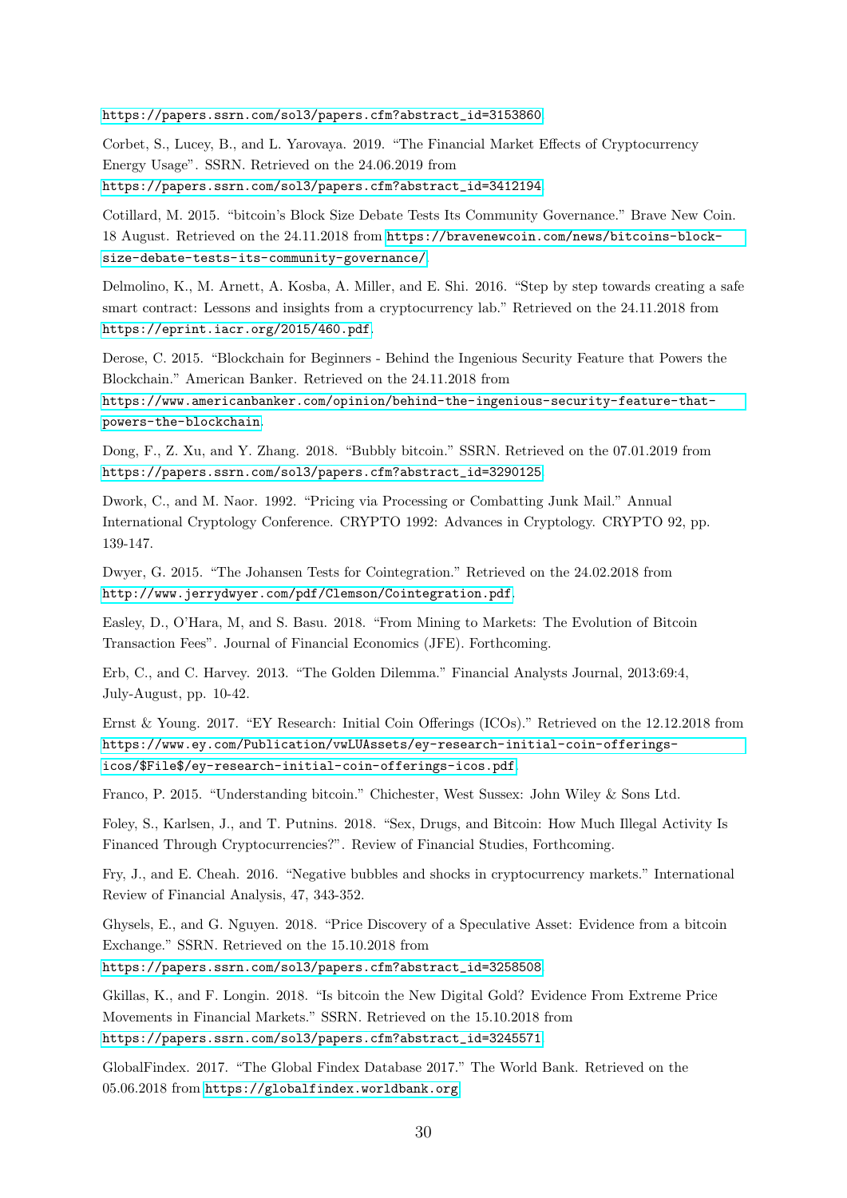https://papers.ssrn.com/sol3/papers.cfm?abstract_id=3153860

Corbet, S., Lucey, B., and L. Yarovaya. 2019. "The Financial Market Effects of Cryptocurrency Energy Usage". SSRN. Retrieved on the 24.06.2019 from https://papers.ssrn.com/sol3/papers.cfm?abstract_id=3412194

Cotillard, M. 2015. "bitcoin's Block Size Debate Tests Its Community Governance." Brave New Coin. 18 August. Retrieved on the 24.11.2018 from https://bravenewcoin.com/news/bitcoins-block-size-debate-tests-its-community-governance/.

Delmolino, K., M. Arnett, A. Kosba, A. Miller, and E. Shi. 2016. "Step by step towards creating a safe smart contract: Lessons and insights from a cryptocurrency lab." Retrieved on the 24.11.2018 from https://eprint.iacr.org/2015/460.pdf.

Derose, C. 2015. "Blockchain for Beginners - Behind the Ingenious Security Feature that Powers the Blockchain." American Banker. Retrieved on the 24.11.2018 from https://www.americanbanker.com/opinion/behind-the-ingenious-security-feature-that-powers-the-blockchain.

Dong, F., Z. Xu, and Y. Zhang. 2018. "Bubbly bitcoin." SSRN. Retrieved on the 07.01.2019 from https://papers.ssrn.com/sol3/papers.cfm?abstract_id=3290125

Dwork, C., and M. Naor. 1992. "Pricing via Processing or Combatting Junk Mail." Annual International Cryptology Conference. CRYPTO 1992: Advances in Cryptology. CRYPTO 92, pp. 139-147.

Dwyer, G. 2015. "The Johansen Tests for Cointegration." Retrieved on the 24.02.2018 from http://www.jerrydwyer.com/pdf/Clemson/Cointegration.pdf.

Easley, D., O'Hara, M, and S. Basu. 2018. "From Mining to Markets: The Evolution of Bitcoin Transaction Fees". Journal of Financial Economics (JFE). Forthcoming.

Erb, C., and C. Harvey. 2013. "The Golden Dilemma." Financial Analysts Journal, 2013:69:4, July-August, pp. 10-42.

Ernst & Young. 2017. "EY Research: Initial Coin Offerings (ICOs)." Retrieved on the 12.12.2018 from https://www.ey.com/Publication/vwLUAssets/ey-research-initial-coin-offerings-icos/$File$/ey-research-initial-coin-offerings-icos.pdf.

Franco, P. 2015. "Understanding bitcoin." Chichester, West Sussex: John Wiley & Sons Ltd.

Foley, S., Karlsen, J., and T. Putnins. 2018. "Sex, Drugs, and Bitcoin: How Much Illegal Activity Is Financed Through Cryptocurrencies?". Review of Financial Studies, Forthcoming.

Fry, J., and E. Cheah. 2016. "Negative bubbles and shocks in cryptocurrency markets." International Review of Financial Analysis, 47, 343-352.

Ghysels, E., and G. Nguyen. 2018. "Price Discovery of a Speculative Asset: Evidence from a bitcoin Exchange." SSRN. Retrieved on the 15.10.2018 from https://papers.ssrn.com/sol3/papers.cfm?abstract_id=3258508

Gkillas, K., and F. Longin. 2018. "Is bitcoin the New Digital Gold? Evidence From Extreme Price Movements in Financial Markets." SSRN. Retrieved on the 15.10.2018 from https://papers.ssrn.com/sol3/papers.cfm?abstract_id=3245571

GlobalFindex. 2017. "The Global Findex Database 2017." The World Bank. Retrieved on the 05.06.2018 from https://globalfindex.worldbank.org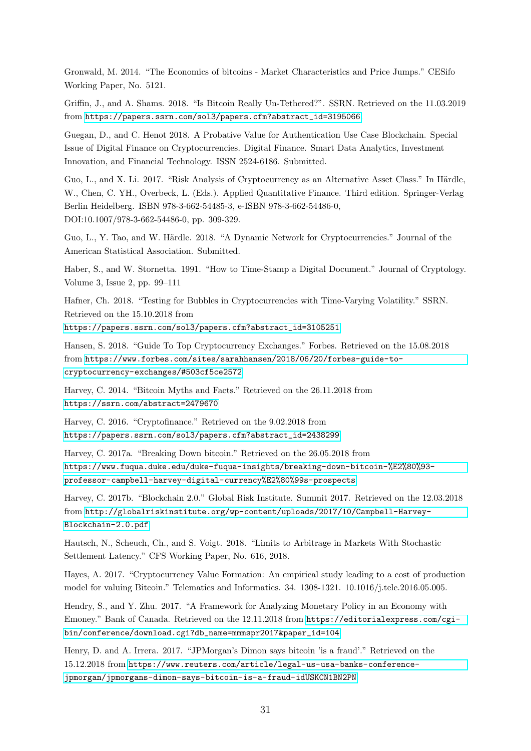Gronwald, M. 2014. “The Economics of bitcoins - Market Characteristics and Price Jumps.” CESifo Working Paper, No. 5121.

Griffin, J., and A. Shams. 2018. “Is Bitcoin Really Un-Tethered?”. SSRN. Retrieved on the 11.03.2019 from https://papers.ssrn.com/sol3/papers.cfm?abstract_id=3195066

Guegan, D., and C. Henot 2018. A Probative Value for Authentication Use Case Blockchain. Special Issue of Digital Finance on Cryptocurrencies. Digital Finance. Smart Data Analytics, Investment Innovation, and Financial Technology. ISSN 2524-6186. Submitted.

Guo, L., and X. Li. 2017. “Risk Analysis of Cryptocurrency as an Alternative Asset Class.” In Härdle, W., Chen, C. YH., Overbeck, L. (Eds.). Applied Quantitative Finance. Third edition. Springer-Verlag Berlin Heidelberg. ISBN 978-3-662-54485-3, e-ISBN 978-3-662-54486-0, DOI:10.1007/978-3-662-54486-0, pp. 309-329.

Guo, L., Y. Tao, and W. Härdle. 2018. “A Dynamic Network for Cryptocurrencies.” Journal of the American Statistical Association. Submitted.

Haber, S., and W. Stornetta. 1991. “How to Time-Stamp a Digital Document.” Journal of Cryptology. Volume 3, Issue 2, pp. 99–111

Hafner, Ch. 2018. “Testing for Bubbles in Cryptocurrencies with Time-Varying Volatility.” SSRN. Retrieved on the 15.10.2018 from https://papers.ssrn.com/sol3/papers.cfm?abstract_id=3105251

Hansen, S. 2018. “Guide To Top Cryptocurrency Exchanges.” Forbes. Retrieved on the 15.08.2018 from https://www.forbes.com/sites/sarahhansen/2018/06/20/forbes-guide-to-cryptocurrency-exchanges/#503cf5ce2572

Harvey, C. 2014. “Bitcoin Myths and Facts.” Retrieved on the 26.11.2018 from https://ssrn.com/abstract=2479670

Harvey, C. 2016. “Cryptofinance.” Retrieved on the 9.02.2018 from https://papers.ssrn.com/sol3/papers.cfm?abstract_id=2438299

Harvey, C. 2017a. “Breaking Down bitcoin.” Retrieved on the 26.05.2018 from https://www.fuqua.duke.edu/duke-fuqua-insights/breaking-down-bitcoin-%E2%80%93-professor-campbell-harvey-digital-currency%E2%80%99s-prospects

Harvey, C. 2017b. “Blockchain 2.0.” Global Risk Institute. Summit 2017. Retrieved on the 12.03.2018 from http://globalriskinstitute.org/wp-content/uploads/2017/10/Campbell-Harvey-Blockchain-2.0.pdf

Hautsch, N., Scheuch, Ch., and S. Voigt. 2018. “Limits to Arbitrage in Markets With Stochastic Settlement Latency.” CFS Working Paper, No. 616, 2018.

Hayes, A. 2017. “Cryptocurrency Value Formation: An empirical study leading to a cost of production model for valuing Bitcoin.” Telematics and Informatics. 34. 1308-1321. 10.1016/j.tele.2016.05.005.

Hendry, S., and Y. Zhu. 2017. “A Framework for Analyzing Monetary Policy in an Economy with Emoney.” Bank of Canada. Retrieved on the 12.11.2018 from https://editorialexpress.com/cgi-bin/conference/download.cgi?db_name=mmmspr2017&paper_id=104

Henry, D. and A. Irrera. 2017. “JPMorgan’s Dimon says bitcoin ’is a fraud’.” Retrieved on the 15.12.2018 from https://www.reuters.com/article/legal-us-usa-banks-conference-jpmorgan/jpmorgans-dimon-says-bitcoin-is-a-fraud-idUSKCN1BN2PN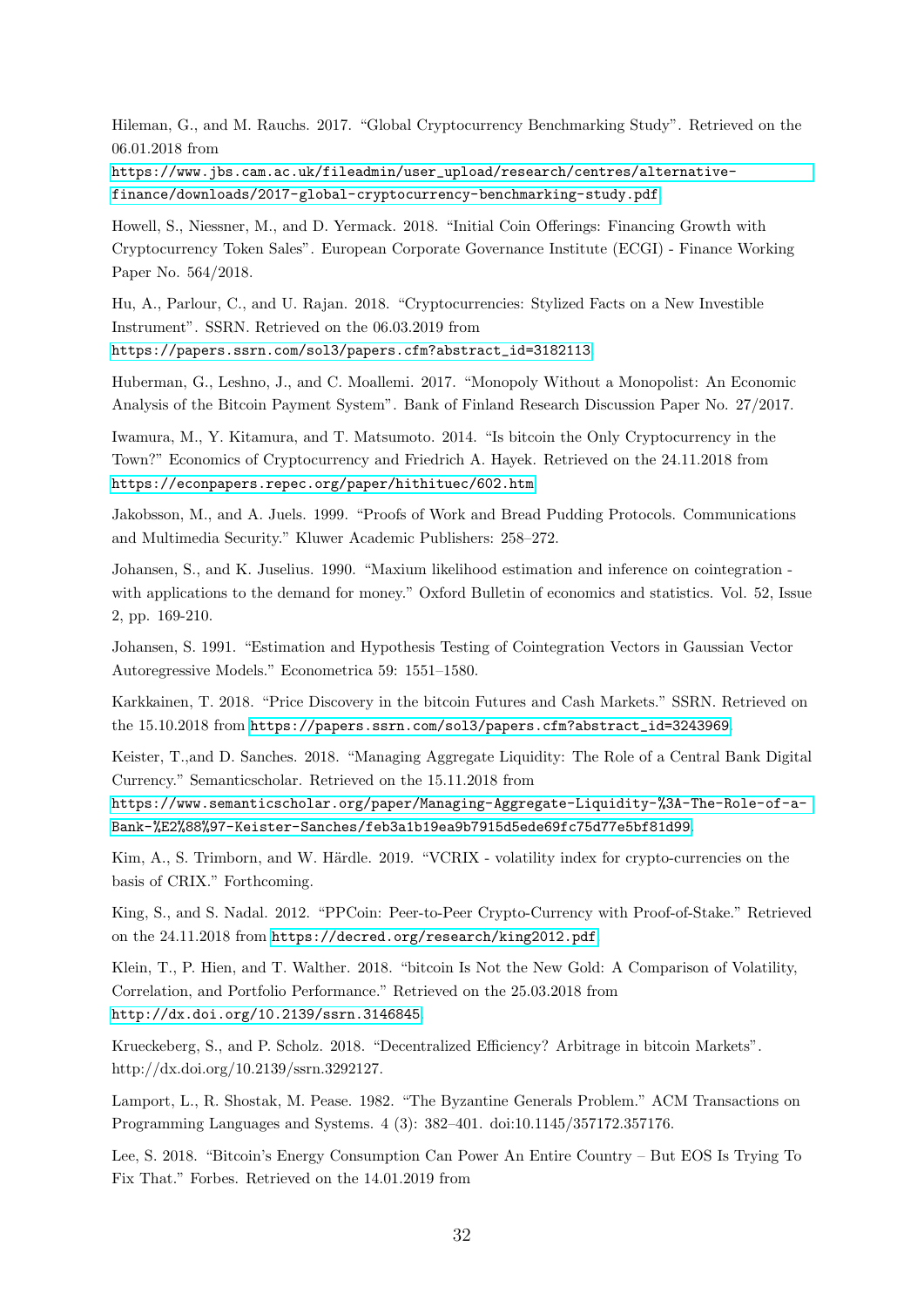Hileman, G., and M. Rauchs. 2017. “Global Cryptocurrency Benchmarking Study”. Retrieved on the 06.01.2018 from
https://www.jbs.cam.ac.uk/fileadmin/user_upload/research/centres/alternative-finance/downloads/2017-global-cryptocurrency-benchmarking-study.pdf

Howell, S., Niessner, M., and D. Yermack. 2018. “Initial Coin Offerings: Financing Growth with Cryptocurrency Token Sales”. European Corporate Governance Institute (ECGI) - Finance Working Paper No. 564/2018.

Hu, A., Parlour, C., and U. Rajan. 2018. “Cryptocurrencies: Stylized Facts on a New Investible Instrument”. SSRN. Retrieved on the 06.03.2019 from
https://papers.ssrn.com/sol3/papers.cfm?abstract_id=3182113

Huberman, G., Leshno, J., and C. Moallemi. 2017. “Monopoly Without a Monopolist: An Economic Analysis of the Bitcoin Payment System”. Bank of Finland Research Discussion Paper No. 27/2017.

Iwamura, M., Y. Kitamura, and T. Matsumoto. 2014. “Is bitcoin the Only Cryptocurrency in the Town?” Economics of Cryptocurrency and Friedrich A. Hayek. Retrieved on the 24.11.2018 from
https://econpapers.repec.org/paper/hithituec/602.htm

Jakobsson, M., and A. Juels. 1999. “Proofs of Work and Bread Pudding Protocols. Communications and Multimedia Security.” Kluwer Academic Publishers: 258–272.

Johansen, S., and K. Juselius. 1990. “Maxium likelihood estimation and inference on cointegration - with applications to the demand for money.” Oxford Bulletin of economics and statistics. Vol. 52, Issue 2, pp. 169-210.

Johansen, S. 1991. “Estimation and Hypothesis Testing of Cointegration Vectors in Gaussian Vector Autoregressive Models.” Econometrica 59: 1551–1580.

Karkkainen, T. 2018. “Price Discovery in the bitcoin Futures and Cash Markets.” SSRN. Retrieved on the 15.10.2018 from https://papers.ssrn.com/sol3/papers.cfm?abstract_id=3243969.

Keister, T.,and D. Sanches. 2018. “Managing Aggregate Liquidity: The Role of a Central Bank Digital Currency.” Semanticscholar. Retrieved on the 15.11.2018 from
https://www.semanticscholar.org/paper/Managing-Aggregate-Liquidity-%3A-The-Role-of-a-Bank-%E2%88%97-Keister-Sanches/feb3a1b19ea9b7915d5ede69fc75d77e5bf81d99

Kim, A., S. Trimborn, and W. Härdle. 2019. “VCRIX - volatility index for crypto-currencies on the basis of CRIX.” Forthcoming.

King, S., and S. Nadal. 2012. “PPCoin: Peer-to-Peer Crypto-Currency with Proof-of-Stake.” Retrieved on the 24.11.2018 from https://decred.org/research/king2012.pdf

Klein, T., P. Hien, and T. Walther. 2018. “bitcoin Is Not the New Gold: A Comparison of Volatility, Correlation, and Portfolio Performance.” Retrieved on the 25.03.2018 from
http://dx.doi.org/10.2139/ssrn.3146845

Krueckeberg, S., and P. Scholz. 2018. “Decentralized Efficiency? Arbitrage in bitcoin Markets”. http://dx.doi.org/10.2139/ssrn.3292127.

Lamport, L., R. Shostak, M. Pease. 1982. “The Byzantine Generals Problem.” ACM Transactions on Programming Languages and Systems. 4 (3): 382–401. doi:10.1145/357172.357176.

Lee, S. 2018. “Bitcoin’s Energy Consumption Can Power An Entire Country – But EOS Is Trying To Fix That.” Forbes. Retrieved on the 14.01.2019 from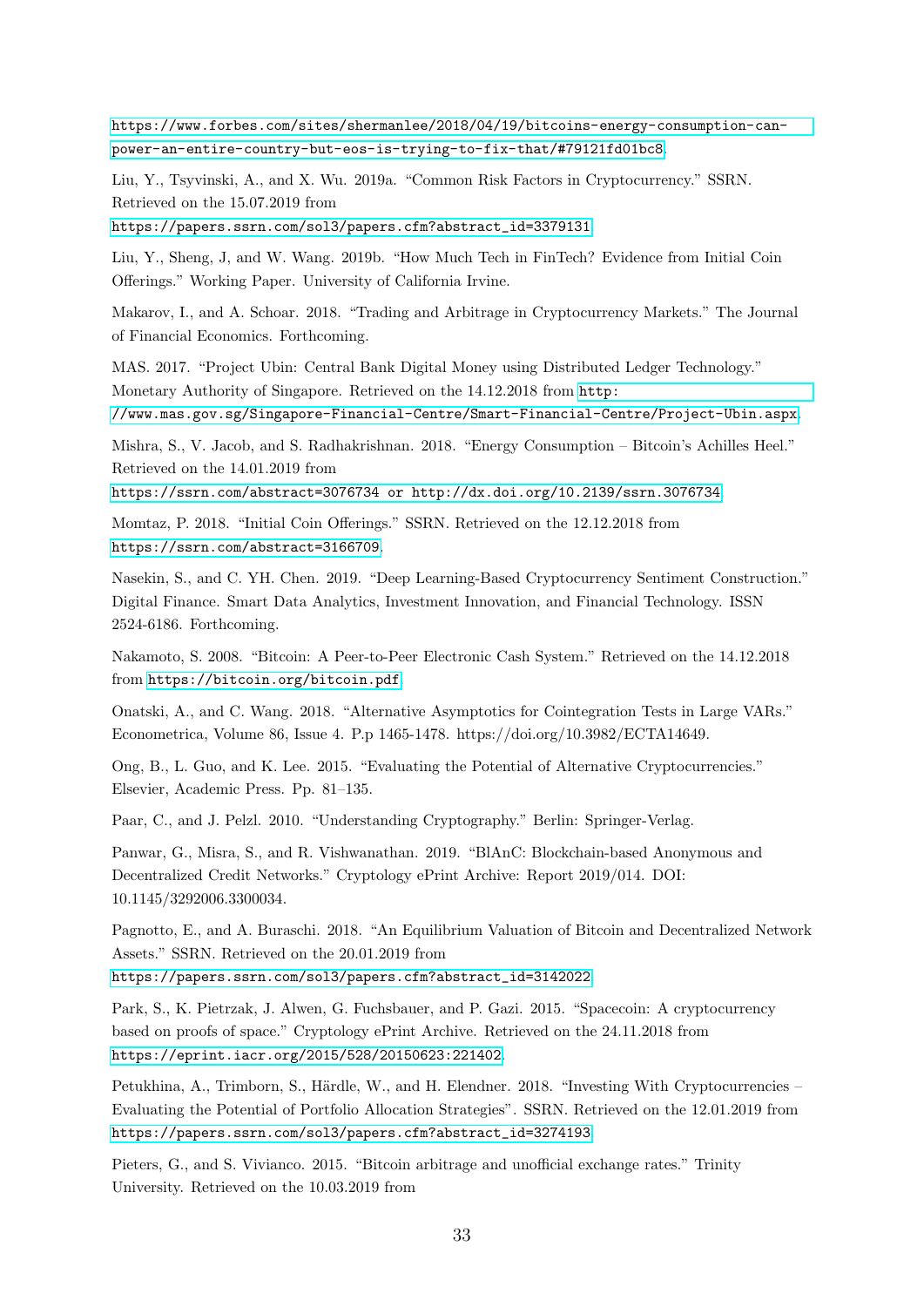https://www.forbes.com/sites/shermanlee/2018/04/19/bitcoins-energy-consumption-can-power-an-entire-country-but-eos-is-trying-to-fix-that/#79121fd01bc8.

Liu, Y., Tsyvinski, A., and X. Wu. 2019a. "Common Risk Factors in Cryptocurrency." SSRN. Retrieved on the 15.07.2019 from https://papers.ssrn.com/sol3/papers.cfm?abstract_id=3379131

Liu, Y., Sheng, J, and W. Wang. 2019b. "How Much Tech in FinTech? Evidence from Initial Coin Offerings." Working Paper. University of California Irvine.

Makarov, I., and A. Schoar. 2018. "Trading and Arbitrage in Cryptocurrency Markets." The Journal of Financial Economics. Forthcoming.

MAS. 2017. "Project Ubin: Central Bank Digital Money using Distributed Ledger Technology." Monetary Authority of Singapore. Retrieved on the 14.12.2018 from http://www.mas.gov.sg/Singapore-Financial-Centre/Smart-Financial-Centre/Project-Ubin.aspx.

Mishra, S., V. Jacob, and S. Radhakrishnan. 2018. "Energy Consumption – Bitcoin's Achilles Heel." Retrieved on the 14.01.2019 from https://ssrn.com/abstract=3076734 or http://dx.doi.org/10.2139/ssrn.3076734.

Momtaz, P. 2018. "Initial Coin Offerings." SSRN. Retrieved on the 12.12.2018 from https://ssrn.com/abstract=3166709.

Nasekin, S., and C. YH. Chen. 2019. "Deep Learning-Based Cryptocurrency Sentiment Construction." Digital Finance. Smart Data Analytics, Investment Innovation, and Financial Technology. ISSN 2524-6186. Forthcoming.

Nakamoto, S. 2008. "Bitcoin: A Peer-to-Peer Electronic Cash System." Retrieved on the 14.12.2018 from https://bitcoin.org/bitcoin.pdf

Onatski, A., and C. Wang. 2018. "Alternative Asymptotics for Cointegration Tests in Large VARs." Econometrica, Volume 86, Issue 4. P.p 1465-1478. https://doi.org/10.3982/ECTA14649.

Ong, B., L. Guo, and K. Lee. 2015. "Evaluating the Potential of Alternative Cryptocurrencies." Elsevier, Academic Press. Pp. 81–135.

Paar, C., and J. Pelzl. 2010. "Understanding Cryptography." Berlin: Springer-Verlag.

Panwar, G., Misra, S., and R. Vishwanathan. 2019. "BlAnC: Blockchain-based Anonymous and Decentralized Credit Networks." Cryptology ePrint Archive: Report 2019/014. DOI: 10.1145/3292006.3300034.

Pagnotto, E., and A. Buraschi. 2018. "An Equilibrium Valuation of Bitcoin and Decentralized Network Assets." SSRN. Retrieved on the 20.01.2019 from https://papers.ssrn.com/sol3/papers.cfm?abstract_id=3142022

Park, S., K. Pietrzak, J. Alwen, G. Fuchsbauer, and P. Gazi. 2015. "Spacecoin: A cryptocurrency based on proofs of space." Cryptology ePrint Archive. Retrieved on the 24.11.2018 from https://eprint.iacr.org/2015/528/20150623:221402.

Petukhina, A., Trimborn, S., Härdle, W., and H. Elendner. 2018. "Investing With Cryptocurrencies – Evaluating the Potential of Portfolio Allocation Strategies". SSRN. Retrieved on the 12.01.2019 from https://papers.ssrn.com/sol3/papers.cfm?abstract_id=3274193

Pieters, G., and S. Vivianco. 2015. "Bitcoin arbitrage and unofficial exchange rates." Trinity University. Retrieved on the 10.03.2019 from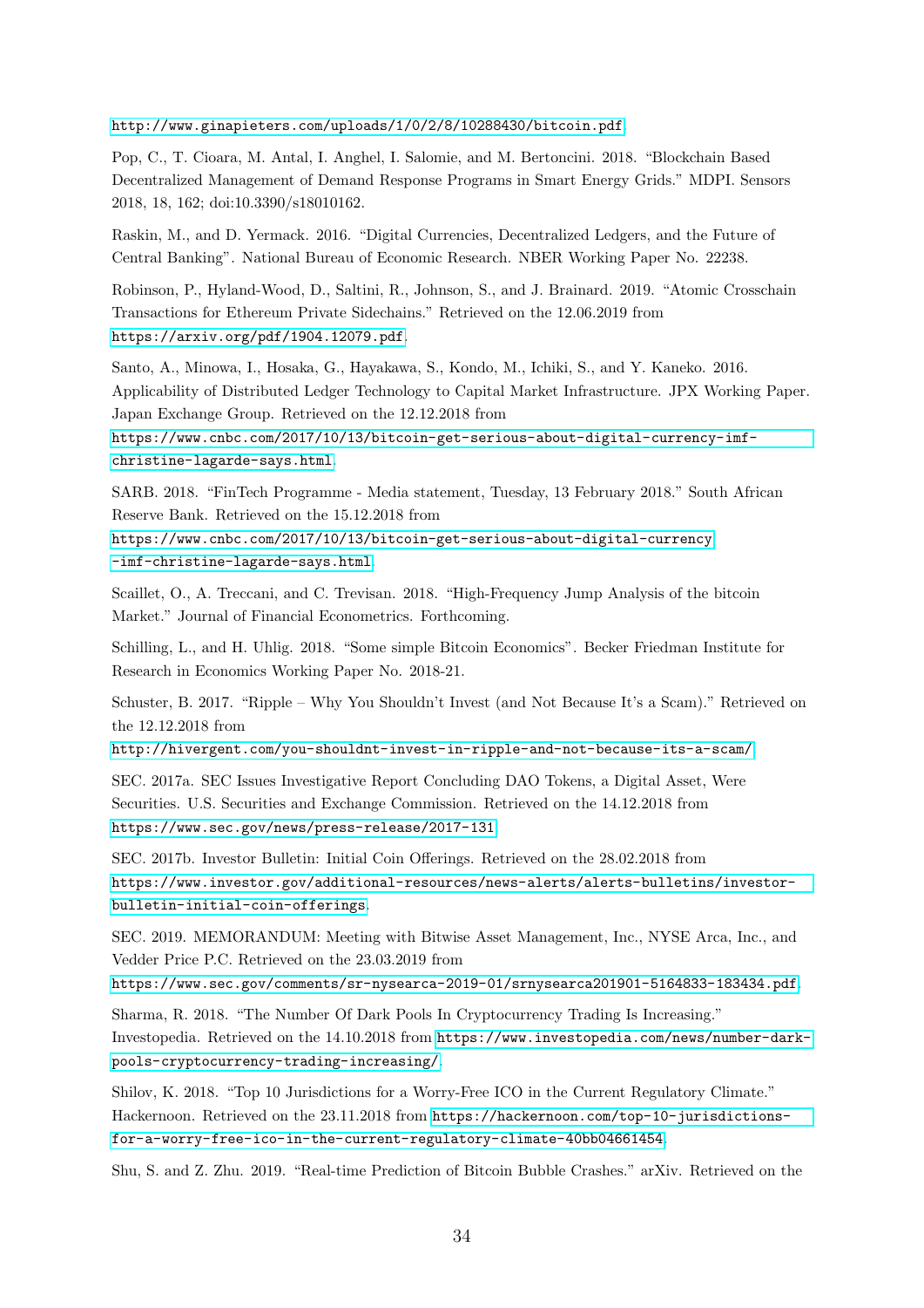http://www.ginapieters.com/uploads/1/0/2/8/10288430/bitcoin.pdf.

Pop, C., T. Cioara, M. Antal, I. Anghel, I. Salomie, and M. Bertoncini. 2018. "Blockchain Based Decentralized Management of Demand Response Programs in Smart Energy Grids." MDPI. Sensors 2018, 18, 162; doi:10.3390/s18010162.

Raskin, M., and D. Yermack. 2016. "Digital Currencies, Decentralized Ledgers, and the Future of Central Banking". National Bureau of Economic Research. NBER Working Paper No. 22238.

Robinson, P., Hyland-Wood, D., Saltini, R., Johnson, S., and J. Brainard. 2019. "Atomic Crosschain Transactions for Ethereum Private Sidechains." Retrieved on the 12.06.2019 from https://arxiv.org/pdf/1904.12079.pdf.

Santo, A., Minowa, I., Hosaka, G., Hayakawa, S., Kondo, M., Ichiki, S., and Y. Kaneko. 2016. Applicability of Distributed Ledger Technology to Capital Market Infrastructure. JPX Working Paper. Japan Exchange Group. Retrieved on the 12.12.2018 from https://www.cnbc.com/2017/10/13/bitcoin-get-serious-about-digital-currency-imf-christine-lagarde-says.html.

SARB. 2018. "FinTech Programme - Media statement, Tuesday, 13 February 2018." South African Reserve Bank. Retrieved on the 15.12.2018 from https://www.cnbc.com/2017/10/13/bitcoin-get-serious-about-digital-currency-imf-christine-lagarde-says.html.

Scaillet, O., A. Treccani, and C. Trevisan. 2018. "High-Frequency Jump Analysis of the bitcoin Market." Journal of Financial Econometrics. Forthcoming.

Schilling, L., and H. Uhlig. 2018. "Some simple Bitcoin Economics". Becker Friedman Institute for Research in Economics Working Paper No. 2018-21.

Schuster, B. 2017. "Ripple – Why You Shouldn't Invest (and Not Because It's a Scam)." Retrieved on the 12.12.2018 from http://hivergent.com/you-shouldnt-invest-in-ripple-and-not-because-its-a-scam/

SEC. 2017a. SEC Issues Investigative Report Concluding DAO Tokens, a Digital Asset, Were Securities. U.S. Securities and Exchange Commission. Retrieved on the 14.12.2018 from https://www.sec.gov/news/press-release/2017-131

SEC. 2017b. Investor Bulletin: Initial Coin Offerings. Retrieved on the 28.02.2018 from https://www.investor.gov/additional-resources/news-alerts/alerts-bulletins/investor-bulletin-initial-coin-offerings.

SEC. 2019. MEMORANDUM: Meeting with Bitwise Asset Management, Inc., NYSE Arca, Inc., and Vedder Price P.C. Retrieved on the 23.03.2019 from https://www.sec.gov/comments/sr-nysearca-2019-01/srnysearca201901-5164833-183434.pdf.

Sharma, R. 2018. "The Number Of Dark Pools In Cryptocurrency Trading Is Increasing." Investopedia. Retrieved on the 14.10.2018 from https://www.investopedia.com/news/number-dark-pools-cryptocurrency-trading-increasing/.

Shilov, K. 2018. "Top 10 Jurisdictions for a Worry-Free ICO in the Current Regulatory Climate." Hackernoon. Retrieved on the 23.11.2018 from https://hackernoon.com/top-10-jurisdictions-for-a-worry-free-ico-in-the-current-regulatory-climate-40bb04661454.

Shu, S. and Z. Zhu. 2019. "Real-time Prediction of Bitcoin Bubble Crashes." arXiv. Retrieved on the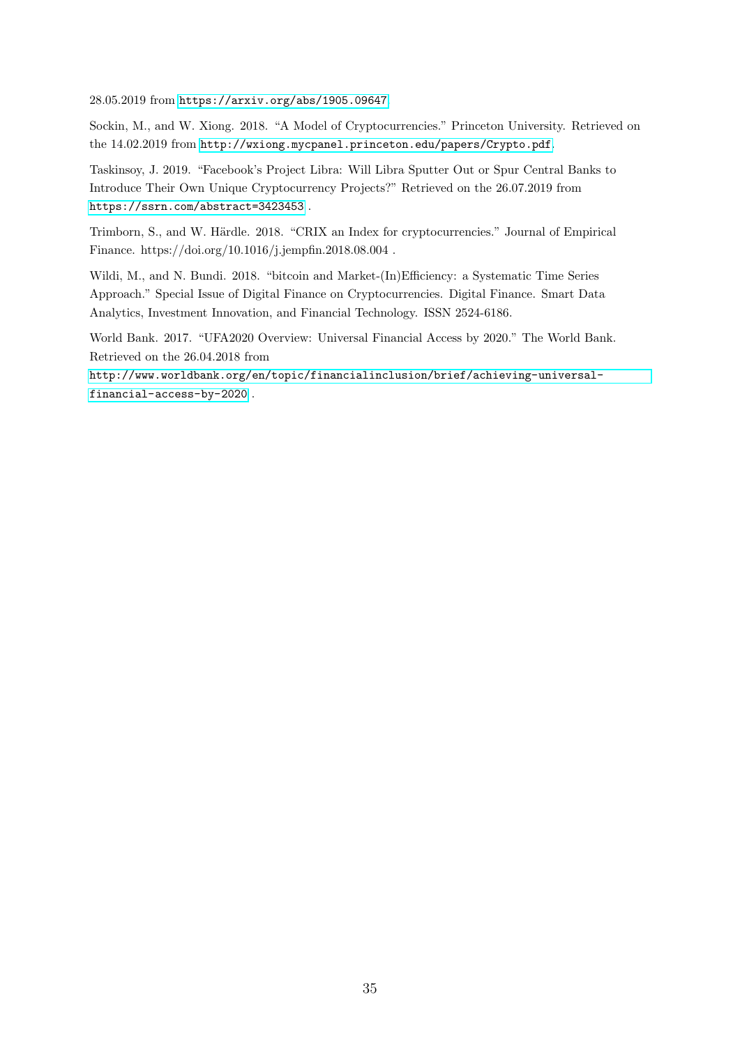28.05.2019 from https://arxiv.org/abs/1905.09647

Sockin, M., and W. Xiong. 2018. "A Model of Cryptocurrencies." Princeton University. Retrieved on the 14.02.2019 from http://wxiong.mycpanel.princeton.edu/papers/Crypto.pdf.

Taskinsoy, J. 2019. "Facebook's Project Libra: Will Libra Sputter Out or Spur Central Banks to Introduce Their Own Unique Cryptocurrency Projects?" Retrieved on the 26.07.2019 from https://ssrn.com/abstract=3423453 .

Trimborn, S., and W. Härdle. 2018. "CRIX an Index for cryptocurrencies." Journal of Empirical Finance. https://doi.org/10.1016/j.jempfin.2018.08.004 .

Wildi, M., and N. Bundi. 2018. "bitcoin and Market-(In)Efficiency: a Systematic Time Series Approach." Special Issue of Digital Finance on Cryptocurrencies. Digital Finance. Smart Data Analytics, Investment Innovation, and Financial Technology. ISSN 2524-6186.

World Bank. 2017. "UFA2020 Overview: Universal Financial Access by 2020." The World Bank. Retrieved on the 26.04.2018 from http://www.worldbank.org/en/topic/financialinclusion/brief/achieving-universal-financial-access-by-2020 .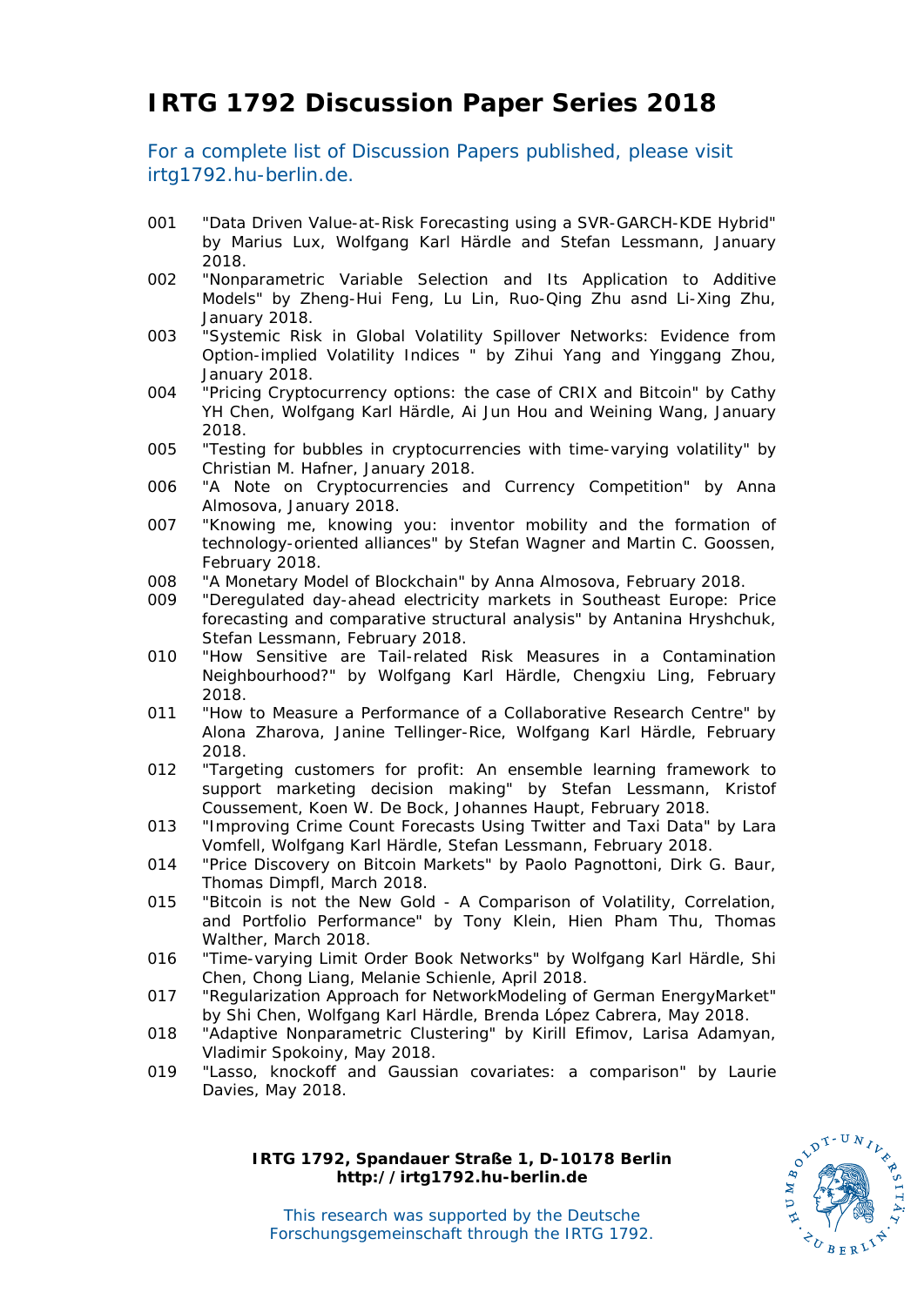# IRTG 1792 Discussion Paper Series 2018

For a complete list of Discussion Papers published, please visit irtg1792.hu-berlin.de.

001 "Data Driven Value-at-Risk Forecasting using a SVR-GARCH-KDE Hybrid" by Marius Lux, Wolfgang Karl Härdle and Stefan Lessmann, January 2018.

002 "Nonparametric Variable Selection and Its Application to Additive Models" by Zheng-Hui Feng, Lu Lin, Ruo-Qing Zhu asnd Li-Xing Zhu, January 2018.

003 "Systemic Risk in Global Volatility Spillover Networks: Evidence from Option-implied Volatility Indices " by Zihui Yang and Yinggang Zhou, January 2018.

004 "Pricing Cryptocurrency options: the case of CRIX and Bitcoin" by Cathy YH Chen, Wolfgang Karl Härdle, Ai Jun Hou and Weining Wang, January 2018.

005 "Testing for bubbles in cryptocurrencies with time-varying volatility" by Christian M. Hafner, January 2018.

006 "A Note on Cryptocurrencies and Currency Competition" by Anna Almosova, January 2018.

007 "Knowing me, knowing you: inventor mobility and the formation of technology-oriented alliances" by Stefan Wagner and Martin C. Goossen, February 2018.

008 "A Monetary Model of Blockchain" by Anna Almosova, February 2018.

009 "Deregulated day-ahead electricity markets in Southeast Europe: Price forecasting and comparative structural analysis" by Antanina Hryshchuk, Stefan Lessmann, February 2018.

010 "How Sensitive are Tail-related Risk Measures in a Contamination Neighbourhood?" by Wolfgang Karl Härdle, Chengxiu Ling, February 2018.

011 "How to Measure a Performance of a Collaborative Research Centre" by Alona Zharova, Janine Tellinger-Rice, Wolfgang Karl Härdle, February 2018.

012 "Targeting customers for profit: An ensemble learning framework to support marketing decision making" by Stefan Lessmann, Kristof Coussement, Koen W. De Bock, Johannes Haupt, February 2018.

013 "Improving Crime Count Forecasts Using Twitter and Taxi Data" by Lara Vomfell, Wolfgang Karl Härdle, Stefan Lessmann, February 2018.

014 "Price Discovery on Bitcoin Markets" by Paolo Pagnottoni, Dirk G. Baur, Thomas Dimpfl, March 2018.

015 "Bitcoin is not the New Gold - A Comparison of Volatility, Correlation, and Portfolio Performance" by Tony Klein, Hien Pham Thu, Thomas Walther, March 2018.

016 "Time-varying Limit Order Book Networks" by Wolfgang Karl Härdle, Shi Chen, Chong Liang, Melanie Schienle, April 2018.

017 "Regularization Approach for NetworkModeling of German EnergyMarket" by Shi Chen, Wolfgang Karl Härdle, Brenda López Cabrera, May 2018.

018 "Adaptive Nonparametric Clustering" by Kirill Efimov, Larisa Adamyan, Vladimir Spokoiny, May 2018.

019 "Lasso, knockoff and Gaussian covariates: a comparison" by Laurie Davies, May 2018.

**IRTG 1792, Spandauer Straße 1, D-10178 Berlin**
**http://irtg1792.hu-berlin.de**

This research was supported by the Deutsche Forschungsgemeinschaft through the IRTG 1792.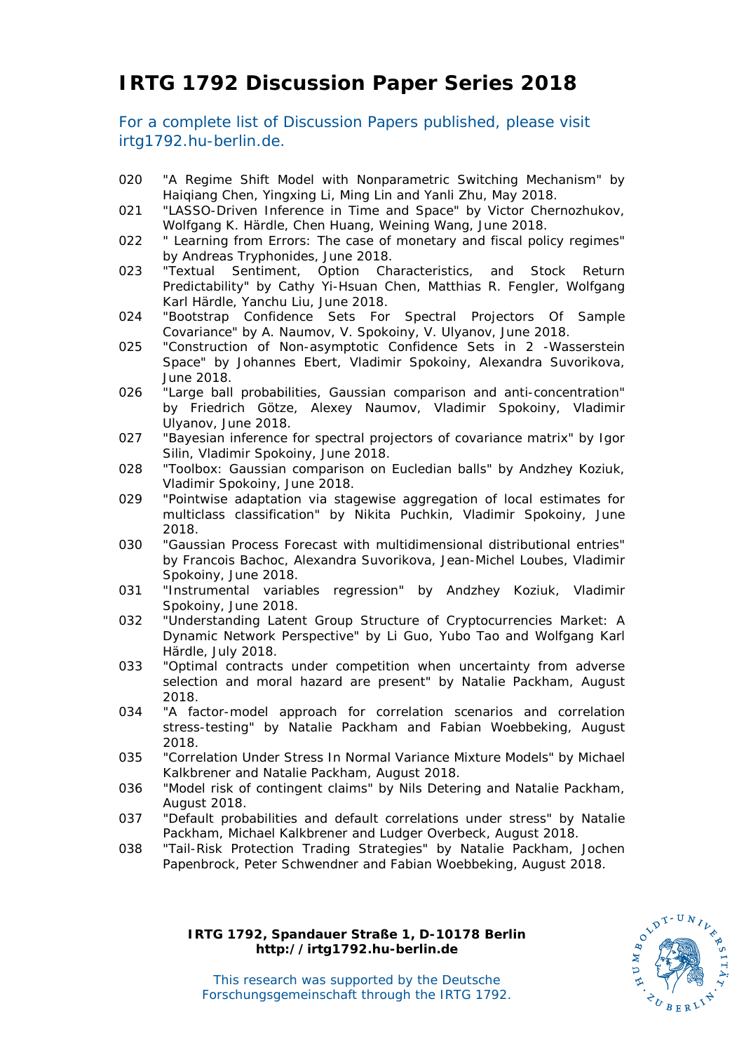# IRTG 1792 Discussion Paper Series 2018

For a complete list of Discussion Papers published, please visit irtg1792.hu-berlin.de.

020 "A Regime Shift Model with Nonparametric Switching Mechanism" by Haiqiang Chen, Yingxing Li, Ming Lin and Yanli Zhu, May 2018.

021 "LASSO-Driven Inference in Time and Space" by Victor Chernozhukov, Wolfgang K. Härdle, Chen Huang, Weining Wang, June 2018.

022 " Learning from Errors: The case of monetary and fiscal policy regimes" by Andreas Tryphonides, June 2018.

023 "Textual Sentiment, Option Characteristics, and Stock Return Predictability" by Cathy Yi-Hsuan Chen, Matthias R. Fengler, Wolfgang Karl Härdle, Yanchu Liu, June 2018.

024 "Bootstrap Confidence Sets For Spectral Projectors Of Sample Covariance" by A. Naumov, V. Spokoiny, V. Ulyanov, June 2018.

025 "Construction of Non-asymptotic Confidence Sets in 2 -Wasserstein Space" by Johannes Ebert, Vladimir Spokoiny, Alexandra Suvorikova, June 2018.

026 "Large ball probabilities, Gaussian comparison and anti-concentration" by Friedrich Götze, Alexey Naumov, Vladimir Spokoiny, Vladimir Ulyanov, June 2018.

027 "Bayesian inference for spectral projectors of covariance matrix" by Igor Silin, Vladimir Spokoiny, June 2018.

028 "Toolbox: Gaussian comparison on Eucledian balls" by Andzhey Koziuk, Vladimir Spokoiny, June 2018.

029 "Pointwise adaptation via stagewise aggregation of local estimates for multiclass classification" by Nikita Puchkin, Vladimir Spokoiny, June 2018.

030 "Gaussian Process Forecast with multidimensional distributional entries" by Francois Bachoc, Alexandra Suvorikova, Jean-Michel Loubes, Vladimir Spokoiny, June 2018.

031 "Instrumental variables regression" by Andzhey Koziuk, Vladimir Spokoiny, June 2018.

032 "Understanding Latent Group Structure of Cryptocurrencies Market: A Dynamic Network Perspective" by Li Guo, Yubo Tao and Wolfgang Karl Härdle, July 2018.

033 "Optimal contracts under competition when uncertainty from adverse selection and moral hazard are present" by Natalie Packham, August 2018.

034 "A factor-model approach for correlation scenarios and correlation stress-testing" by Natalie Packham and Fabian Woebbeking, August 2018.

035 "Correlation Under Stress In Normal Variance Mixture Models" by Michael Kalkbrener and Natalie Packham, August 2018.

036 "Model risk of contingent claims" by Nils Detering and Natalie Packham, August 2018.

037 "Default probabilities and default correlations under stress" by Natalie Packham, Michael Kalkbrener and Ludger Overbeck, August 2018.

038 "Tail-Risk Protection Trading Strategies" by Natalie Packham, Jochen Papenbrock, Peter Schwendner and Fabian Woebbeking, August 2018.

**IRTG 1792, Spandauer Straße 1, D-10178 Berlin**
**http://irtg1792.hu-berlin.de**

This research was supported by the Deutsche Forschungsgemeinschaft through the IRTG 1792.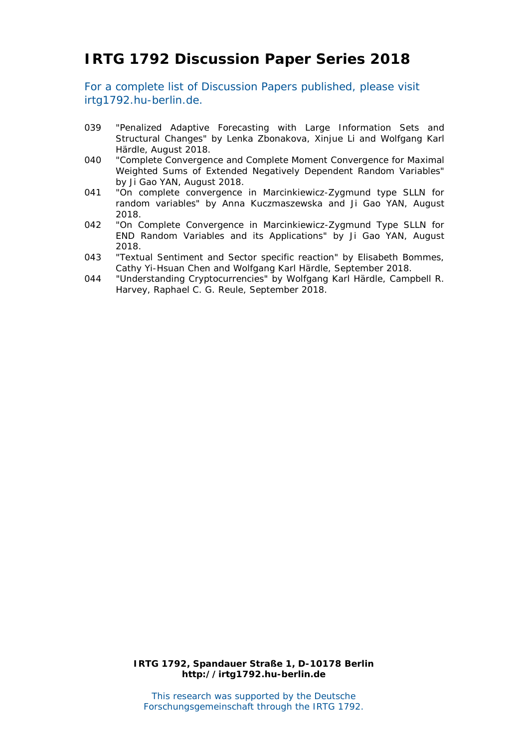# IRTG 1792 Discussion Paper Series 2018

For a complete list of Discussion Papers published, please visit irtg1792.hu-berlin.de.

039 "Penalized Adaptive Forecasting with Large Information Sets and Structural Changes" by Lenka Zbonakova, Xinjue Li and Wolfgang Karl Härdle, August 2018.

040 "Complete Convergence and Complete Moment Convergence for Maximal Weighted Sums of Extended Negatively Dependent Random Variables" by Ji Gao YAN, August 2018.

041 "On complete convergence in Marcinkiewicz-Zygmund type SLLN for random variables" by Anna Kuczmaszewska and Ji Gao YAN, August 2018.

042 "On Complete Convergence in Marcinkiewicz-Zygmund Type SLLN for END Random Variables and its Applications" by Ji Gao YAN, August 2018.

043 "Textual Sentiment and Sector specific reaction" by Elisabeth Bommes, Cathy Yi-Hsuan Chen and Wolfgang Karl Härdle, September 2018.

044 "Understanding Cryptocurrencies" by Wolfgang Karl Härdle, Campbell R. Harvey, Raphael C. G. Reule, September 2018.

**IRTG 1792, Spandauer Straße 1, D-10178 Berlin**
**http://irtg1792.hu-berlin.de**

This research was supported by the Deutsche Forschungsgemeinschaft through the IRTG 1792.